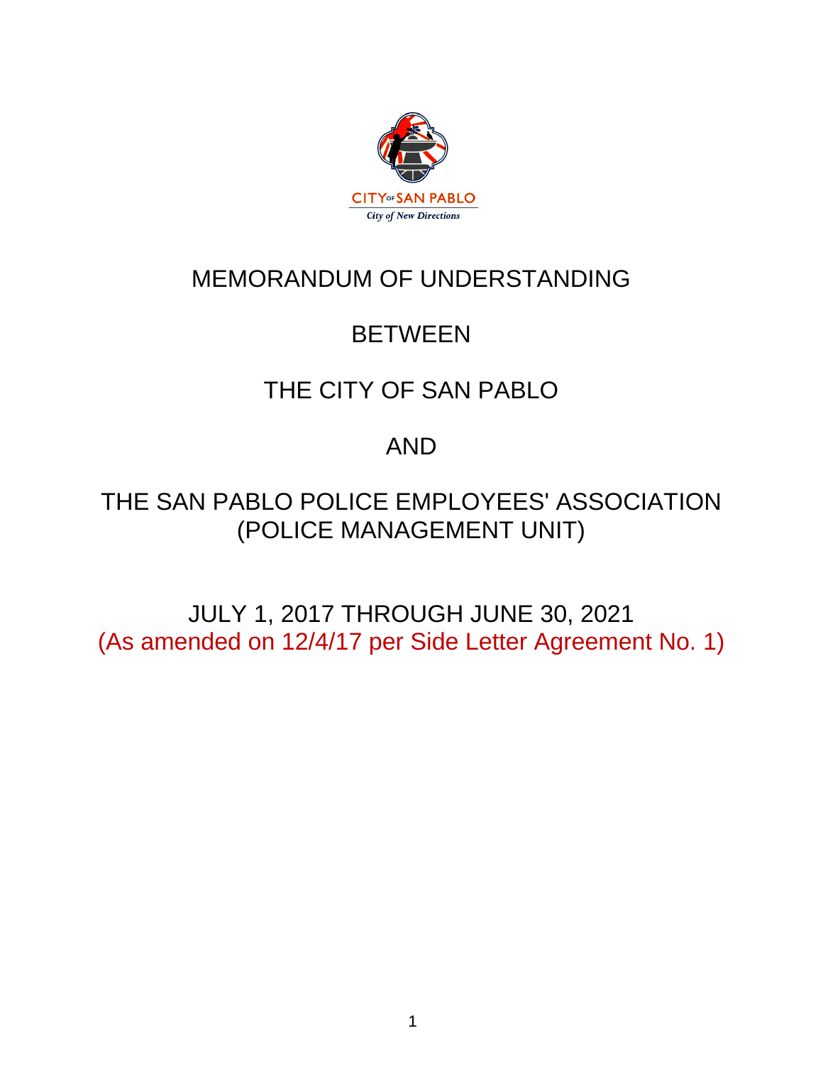CITY OF SAN PABLO
City of New Directions

# MEMORANDUM OF UNDERSTANDING

BETWEEN

THE CITY OF SAN PABLO

AND

THE SAN PABLO POLICE EMPLOYEES' ASSOCIATION (POLICE MANAGEMENT UNIT)

JULY 1, 2017 THROUGH JUNE 30, 2021
(As amended on 12/4/17 per Side Letter Agreement No. 1)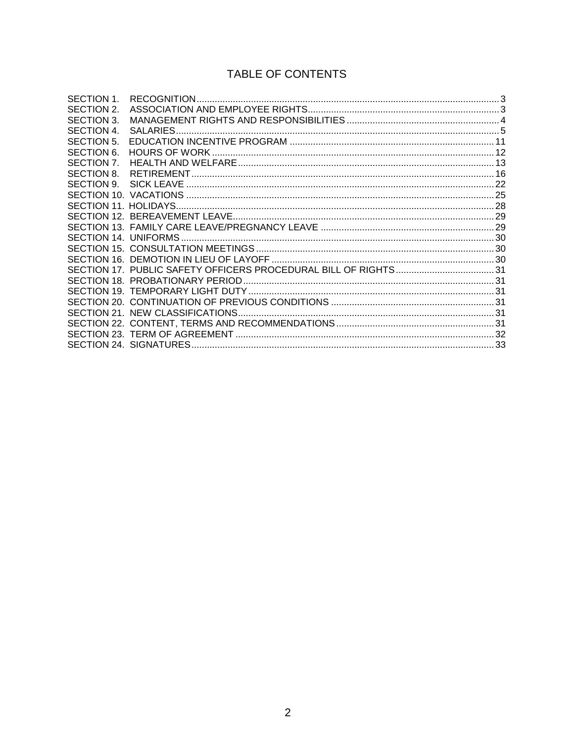# TABLE OF CONTENTS

| | | |
|---|---|---|
| SECTION 1. | RECOGNITION | 3 |
| SECTION 2. | ASSOCIATION AND EMPLOYEE RIGHTS | 3 |
| SECTION 3. | MANAGEMENT RIGHTS AND RESPONSIBILITIES | 4 |
| SECTION 4. | SALARIES | 5 |
| SECTION 5. | EDUCATION INCENTIVE PROGRAM | 11 |
| SECTION 6. | HOURS OF WORK | 12 |
| SECTION 7. | HEALTH AND WELFARE | 13 |
| SECTION 8. | RETIREMENT | 16 |
| SECTION 9. | SICK LEAVE | 22 |
| SECTION 10. | VACATIONS | 25 |
| SECTION 11. | HOLIDAYS | 28 |
| SECTION 12. | BEREAVEMENT LEAVE | 29 |
| SECTION 13. | FAMILY CARE LEAVE/PREGNANCY LEAVE | 29 |
| SECTION 14. | UNIFORMS | 30 |
| SECTION 15. | CONSULTATION MEETINGS | 30 |
| SECTION 16. | DEMOTION IN LIEU OF LAYOFF | 30 |
| SECTION 17. | PUBLIC SAFETY OFFICERS PROCEDURAL BILL OF RIGHTS | 31 |
| SECTION 18. | PROBATIONARY PERIOD | 31 |
| SECTION 19. | TEMPORARY LIGHT DUTY | 31 |
| SECTION 20. | CONTINUATION OF PREVIOUS CONDITIONS | 31 |
| SECTION 21. | NEW CLASSIFICATIONS | 31 |
| SECTION 22. | CONTENT, TERMS AND RECOMMENDATIONS | 31 |
| SECTION 23. | TERM OF AGREEMENT | 32 |
| SECTION 24. | SIGNATURES | 33 |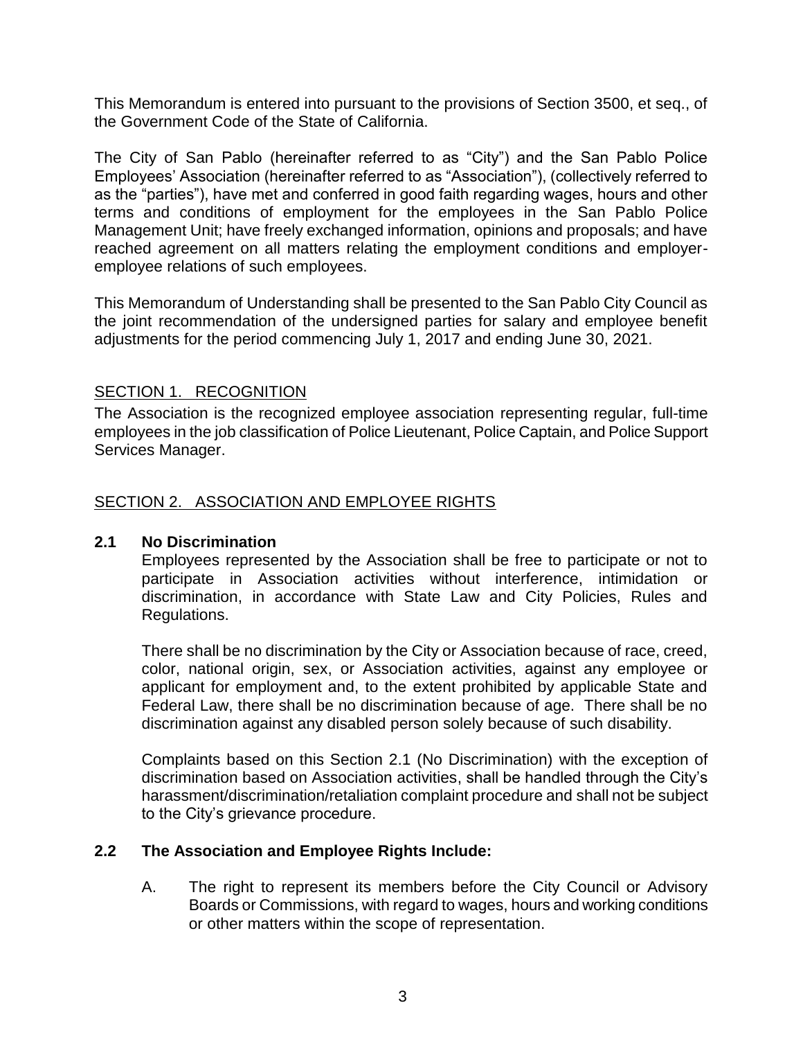This Memorandum is entered into pursuant to the provisions of Section 3500, et seq., of the Government Code of the State of California.

The City of San Pablo (hereinafter referred to as "City") and the San Pablo Police Employees' Association (hereinafter referred to as "Association"), (collectively referred to as the "parties"), have met and conferred in good faith regarding wages, hours and other terms and conditions of employment for the employees in the San Pablo Police Management Unit; have freely exchanged information, opinions and proposals; and have reached agreement on all matters relating the employment conditions and employer-employee relations of such employees.

This Memorandum of Understanding shall be presented to the San Pablo City Council as the joint recommendation of the undersigned parties for salary and employee benefit adjustments for the period commencing July 1, 2017 and ending June 30, 2021.

## SECTION 1. RECOGNITION

The Association is the recognized employee association representing regular, full-time employees in the job classification of Police Lieutenant, Police Captain, and Police Support Services Manager.

## SECTION 2. ASSOCIATION AND EMPLOYEE RIGHTS

### 2.1 No Discrimination

Employees represented by the Association shall be free to participate or not to participate in Association activities without interference, intimidation or discrimination, in accordance with State Law and City Policies, Rules and Regulations.

There shall be no discrimination by the City or Association because of race, creed, color, national origin, sex, or Association activities, against any employee or applicant for employment and, to the extent prohibited by applicable State and Federal Law, there shall be no discrimination because of age. There shall be no discrimination against any disabled person solely because of such disability.

Complaints based on this Section 2.1 (No Discrimination) with the exception of discrimination based on Association activities, shall be handled through the City's harassment/discrimination/retaliation complaint procedure and shall not be subject to the City's grievance procedure.

### 2.2 The Association and Employee Rights Include:

A. The right to represent its members before the City Council or Advisory Boards or Commissions, with regard to wages, hours and working conditions or other matters within the scope of representation.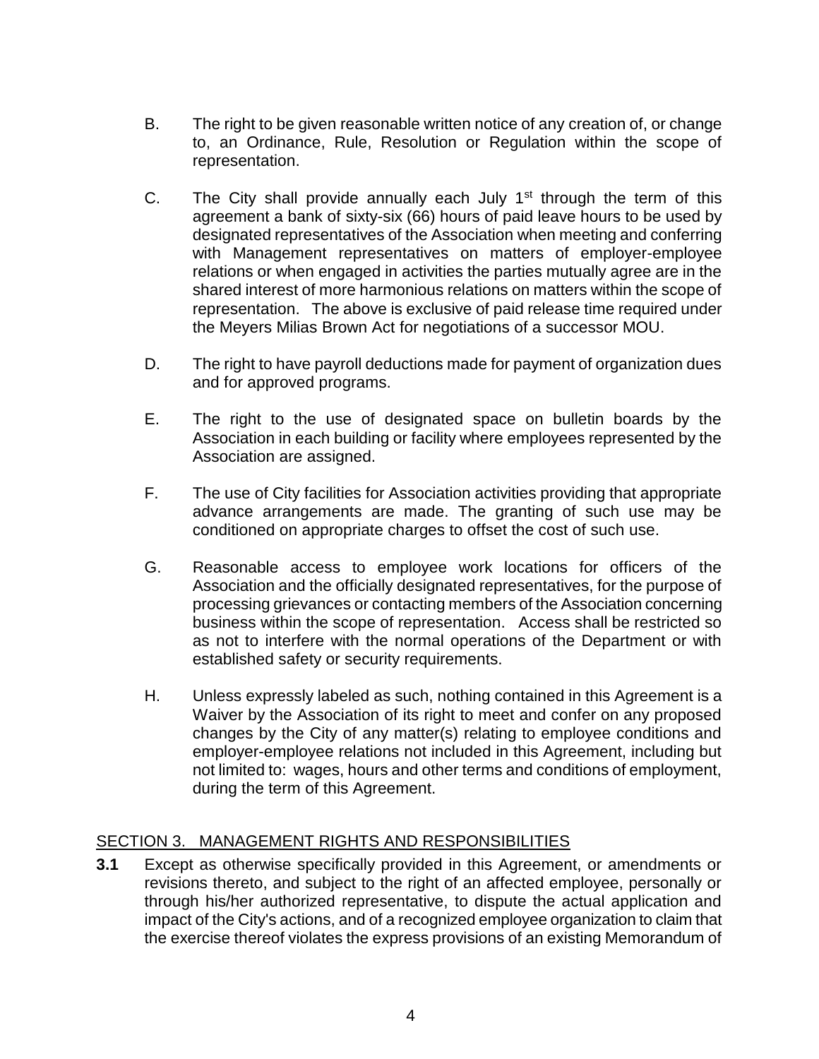B. The right to be given reasonable written notice of any creation of, or change to, an Ordinance, Rule, Resolution or Regulation within the scope of representation.

C. The City shall provide annually each July 1st through the term of this agreement a bank of sixty-six (66) hours of paid leave hours to be used by designated representatives of the Association when meeting and conferring with Management representatives on matters of employer-employee relations or when engaged in activities the parties mutually agree are in the shared interest of more harmonious relations on matters within the scope of representation. The above is exclusive of paid release time required under the Meyers Milias Brown Act for negotiations of a successor MOU.

D. The right to have payroll deductions made for payment of organization dues and for approved programs.

E. The right to the use of designated space on bulletin boards by the Association in each building or facility where employees represented by the Association are assigned.

F. The use of City facilities for Association activities providing that appropriate advance arrangements are made. The granting of such use may be conditioned on appropriate charges to offset the cost of such use.

G. Reasonable access to employee work locations for officers of the Association and the officially designated representatives, for the purpose of processing grievances or contacting members of the Association concerning business within the scope of representation. Access shall be restricted so as not to interfere with the normal operations of the Department or with established safety or security requirements.

H. Unless expressly labeled as such, nothing contained in this Agreement is a Waiver by the Association of its right to meet and confer on any proposed changes by the City of any matter(s) relating to employee conditions and employer-employee relations not included in this Agreement, including but not limited to: wages, hours and other terms and conditions of employment, during the term of this Agreement.

## SECTION 3. MANAGEMENT RIGHTS AND RESPONSIBILITIES

**3.1** Except as otherwise specifically provided in this Agreement, or amendments or revisions thereto, and subject to the right of an affected employee, personally or through his/her authorized representative, to dispute the actual application and impact of the City's actions, and of a recognized employee organization to claim that the exercise thereof violates the express provisions of an existing Memorandum of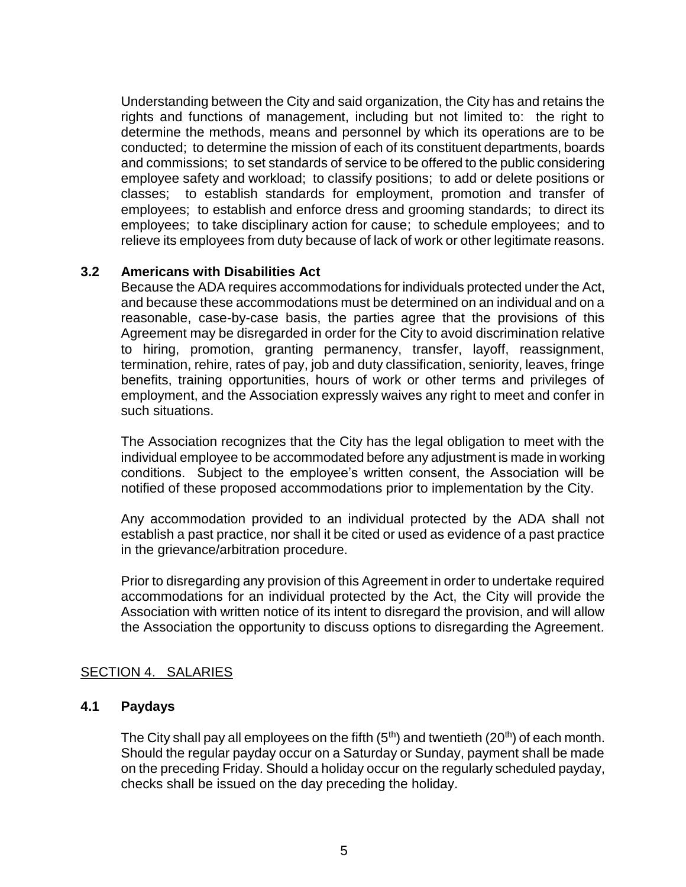Understanding between the City and said organization, the City has and retains the rights and functions of management, including but not limited to: the right to determine the methods, means and personnel by which its operations are to be conducted; to determine the mission of each of its constituent departments, boards and commissions; to set standards of service to be offered to the public considering employee safety and workload; to classify positions; to add or delete positions or classes; to establish standards for employment, promotion and transfer of employees; to establish and enforce dress and grooming standards; to direct its employees; to take disciplinary action for cause; to schedule employees; and to relieve its employees from duty because of lack of work or other legitimate reasons.

### 3.2 Americans with Disabilities Act

Because the ADA requires accommodations for individuals protected under the Act, and because these accommodations must be determined on an individual and on a reasonable, case-by-case basis, the parties agree that the provisions of this Agreement may be disregarded in order for the City to avoid discrimination relative to hiring, promotion, granting permanency, transfer, layoff, reassignment, termination, rehire, rates of pay, job and duty classification, seniority, leaves, fringe benefits, training opportunities, hours of work or other terms and privileges of employment, and the Association expressly waives any right to meet and confer in such situations.

The Association recognizes that the City has the legal obligation to meet with the individual employee to be accommodated before any adjustment is made in working conditions. Subject to the employee's written consent, the Association will be notified of these proposed accommodations prior to implementation by the City.

Any accommodation provided to an individual protected by the ADA shall not establish a past practice, nor shall it be cited or used as evidence of a past practice in the grievance/arbitration procedure.

Prior to disregarding any provision of this Agreement in order to undertake required accommodations for an individual protected by the Act, the City will provide the Association with written notice of its intent to disregard the provision, and will allow the Association the opportunity to discuss options to disregarding the Agreement.

## SECTION 4. SALARIES

### 4.1 Paydays

The City shall pay all employees on the fifth (5th) and twentieth (20th) of each month. Should the regular payday occur on a Saturday or Sunday, payment shall be made on the preceding Friday. Should a holiday occur on the regularly scheduled payday, checks shall be issued on the day preceding the holiday.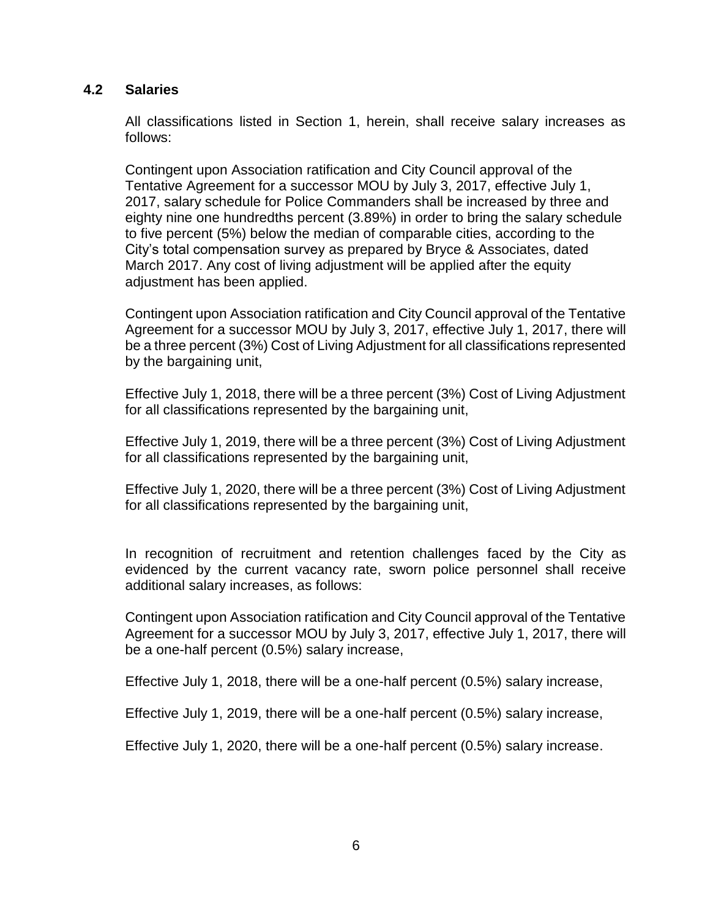### 4.2 Salaries

All classifications listed in Section 1, herein, shall receive salary increases as follows:

Contingent upon Association ratification and City Council approval of the Tentative Agreement for a successor MOU by July 3, 2017, effective July 1, 2017, salary schedule for Police Commanders shall be increased by three and eighty nine one hundredths percent (3.89%) in order to bring the salary schedule to five percent (5%) below the median of comparable cities, according to the City's total compensation survey as prepared by Bryce & Associates, dated March 2017. Any cost of living adjustment will be applied after the equity adjustment has been applied.

Contingent upon Association ratification and City Council approval of the Tentative Agreement for a successor MOU by July 3, 2017, effective July 1, 2017, there will be a three percent (3%) Cost of Living Adjustment for all classifications represented by the bargaining unit,

Effective July 1, 2018, there will be a three percent (3%) Cost of Living Adjustment for all classifications represented by the bargaining unit,

Effective July 1, 2019, there will be a three percent (3%) Cost of Living Adjustment for all classifications represented by the bargaining unit,

Effective July 1, 2020, there will be a three percent (3%) Cost of Living Adjustment for all classifications represented by the bargaining unit,

In recognition of recruitment and retention challenges faced by the City as evidenced by the current vacancy rate, sworn police personnel shall receive additional salary increases, as follows:

Contingent upon Association ratification and City Council approval of the Tentative Agreement for a successor MOU by July 3, 2017, effective July 1, 2017, there will be a one-half percent (0.5%) salary increase,

Effective July 1, 2018, there will be a one-half percent (0.5%) salary increase,

Effective July 1, 2019, there will be a one-half percent (0.5%) salary increase,

Effective July 1, 2020, there will be a one-half percent (0.5%) salary increase.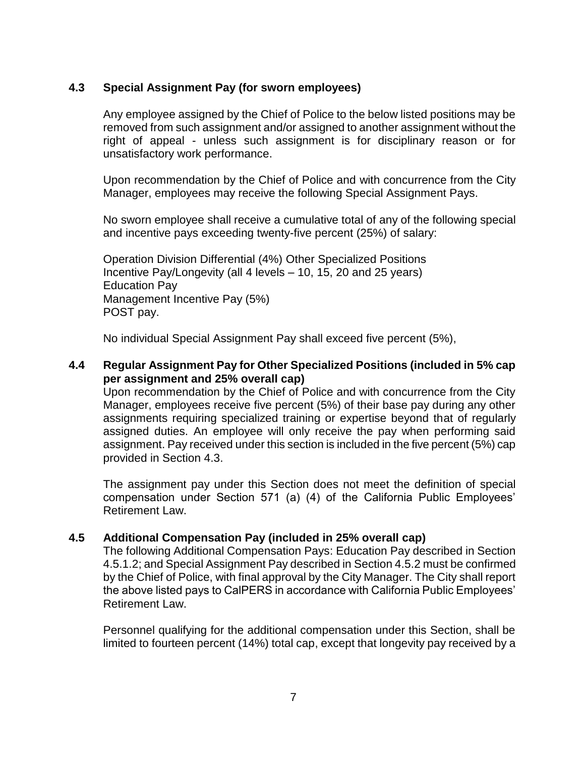### 4.3 Special Assignment Pay (for sworn employees)

Any employee assigned by the Chief of Police to the below listed positions may be removed from such assignment and/or assigned to another assignment without the right of appeal - unless such assignment is for disciplinary reason or for unsatisfactory work performance.

Upon recommendation by the Chief of Police and with concurrence from the City Manager, employees may receive the following Special Assignment Pays.

No sworn employee shall receive a cumulative total of any of the following special and incentive pays exceeding twenty-five percent (25%) of salary:

Operation Division Differential (4%) Other Specialized Positions
Incentive Pay/Longevity (all 4 levels – 10, 15, 20 and 25 years)
Education Pay
Management Incentive Pay (5%)
POST pay.

No individual Special Assignment Pay shall exceed five percent (5%),

### 4.4 Regular Assignment Pay for Other Specialized Positions (included in 5% cap per assignment and 25% overall cap)

Upon recommendation by the Chief of Police and with concurrence from the City Manager, employees receive five percent (5%) of their base pay during any other assignments requiring specialized training or expertise beyond that of regularly assigned duties. An employee will only receive the pay when performing said assignment. Pay received under this section is included in the five percent (5%) cap provided in Section 4.3.

The assignment pay under this Section does not meet the definition of special compensation under Section 571 (a) (4) of the California Public Employees' Retirement Law.

### 4.5 Additional Compensation Pay (included in 25% overall cap)

The following Additional Compensation Pays: Education Pay described in Section 4.5.1.2; and Special Assignment Pay described in Section 4.5.2 must be confirmed by the Chief of Police, with final approval by the City Manager. The City shall report the above listed pays to CalPERS in accordance with California Public Employees' Retirement Law.

Personnel qualifying for the additional compensation under this Section, shall be limited to fourteen percent (14%) total cap, except that longevity pay received by a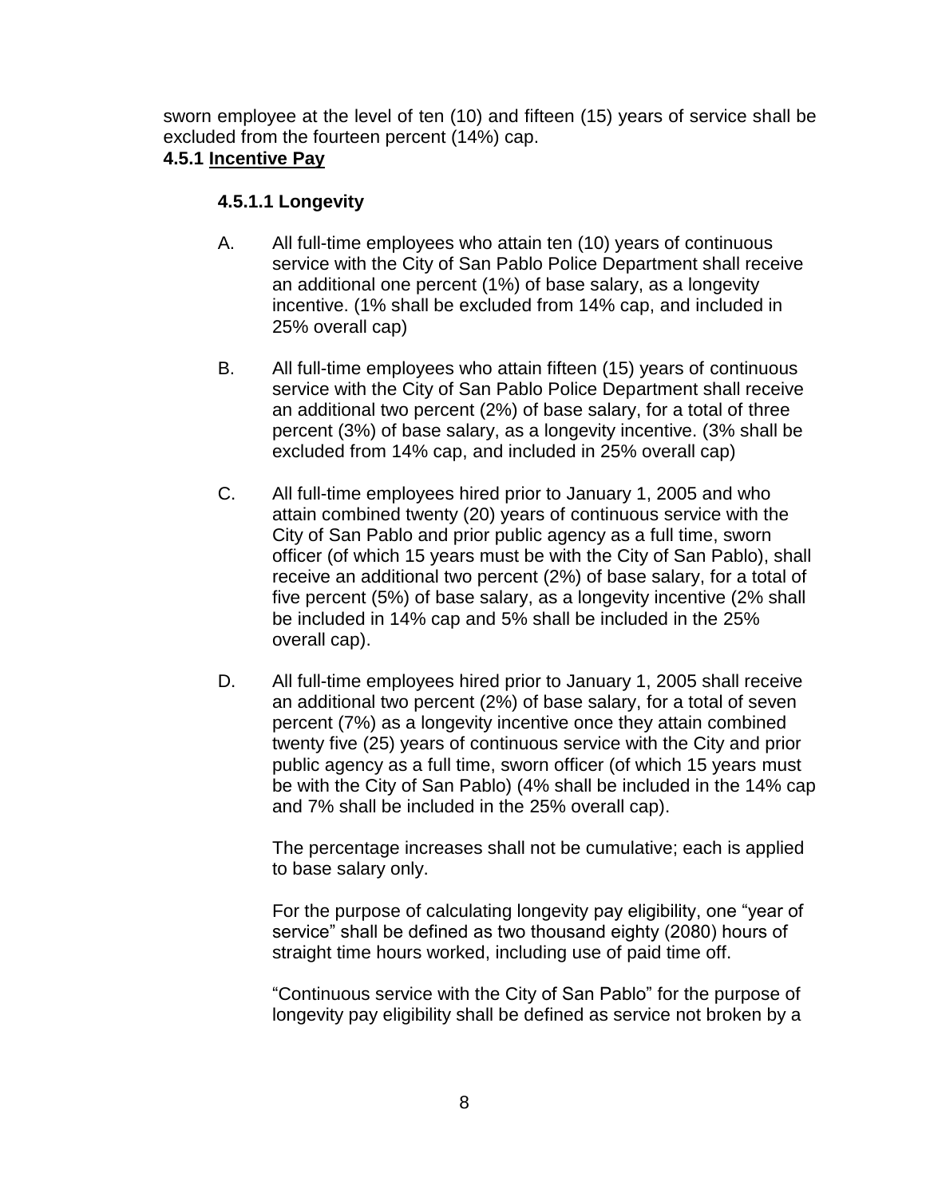sworn employee at the level of ten (10) and fifteen (15) years of service shall be excluded from the fourteen percent (14%) cap.

**4.5.1 <u>Incentive Pay</u>**

**4.5.1.1 Longevity**

A. All full-time employees who attain ten (10) years of continuous service with the City of San Pablo Police Department shall receive an additional one percent (1%) of base salary, as a longevity incentive. (1% shall be excluded from 14% cap, and included in 25% overall cap)

B. All full-time employees who attain fifteen (15) years of continuous service with the City of San Pablo Police Department shall receive an additional two percent (2%) of base salary, for a total of three percent (3%) of base salary, as a longevity incentive. (3% shall be excluded from 14% cap, and included in 25% overall cap)

C. All full-time employees hired prior to January 1, 2005 and who attain combined twenty (20) years of continuous service with the City of San Pablo and prior public agency as a full time, sworn officer (of which 15 years must be with the City of San Pablo), shall receive an additional two percent (2%) of base salary, for a total of five percent (5%) of base salary, as a longevity incentive (2% shall be included in 14% cap and 5% shall be included in the 25% overall cap).

D. All full-time employees hired prior to January 1, 2005 shall receive an additional two percent (2%) of base salary, for a total of seven percent (7%) as a longevity incentive once they attain combined twenty five (25) years of continuous service with the City and prior public agency as a full time, sworn officer (of which 15 years must be with the City of San Pablo) (4% shall be included in the 14% cap and 7% shall be included in the 25% overall cap).

The percentage increases shall not be cumulative; each is applied to base salary only.

For the purpose of calculating longevity pay eligibility, one "year of service" shall be defined as two thousand eighty (2080) hours of straight time hours worked, including use of paid time off.

"Continuous service with the City of San Pablo" for the purpose of longevity pay eligibility shall be defined as service not broken by a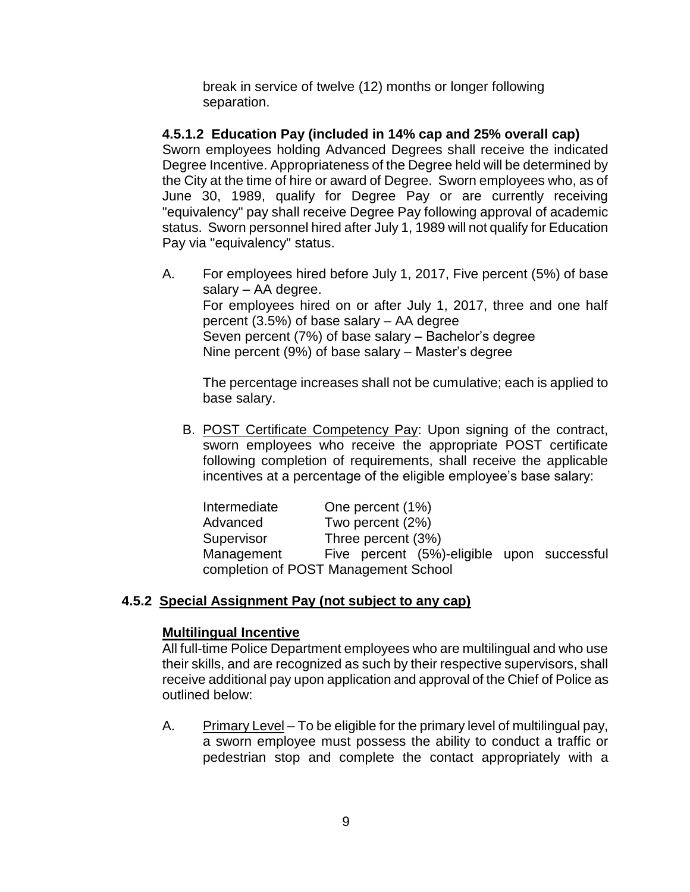break in service of twelve (12) months or longer following separation.

#### 4.5.1.2 Education Pay (included in 14% cap and 25% overall cap)

Sworn employees holding Advanced Degrees shall receive the indicated Degree Incentive. Appropriateness of the Degree held will be determined by the City at the time of hire or award of Degree. Sworn employees who, as of June 30, 1989, qualify for Degree Pay or are currently receiving "equivalency" pay shall receive Degree Pay following approval of academic status. Sworn personnel hired after July 1, 1989 will not qualify for Education Pay via "equivalency" status.

A. For employees hired before July 1, 2017, Five percent (5%) of base salary – AA degree.
   For employees hired on or after July 1, 2017, three and one half percent (3.5%) of base salary – AA degree
   Seven percent (7%) of base salary – Bachelor's degree
   Nine percent (9%) of base salary – Master's degree

   The percentage increases shall not be cumulative; each is applied to base salary.

B. <u>POST Certificate Competency Pay</u>: Upon signing of the contract, sworn employees who receive the appropriate POST certificate following completion of requirements, shall receive the applicable incentives at a percentage of the eligible employee's base salary:

   | | |
   |---|---|
   | Intermediate | One percent (1%) |
   | Advanced | Two percent (2%) |
   | Supervisor | Three percent (3%) |
   | Management | Five percent (5%)-eligible upon successful completion of POST Management School |

### 4.5.2 <u>Special Assignment Pay (not subject to any cap)</u>

**<u>Multilingual Incentive</u>**

All full-time Police Department employees who are multilingual and who use their skills, and are recognized as such by their respective supervisors, shall receive additional pay upon application and approval of the Chief of Police as outlined below:

A. <u>Primary Level</u> – To be eligible for the primary level of multilingual pay, a sworn employee must possess the ability to conduct a traffic or pedestrian stop and complete the contact appropriately with a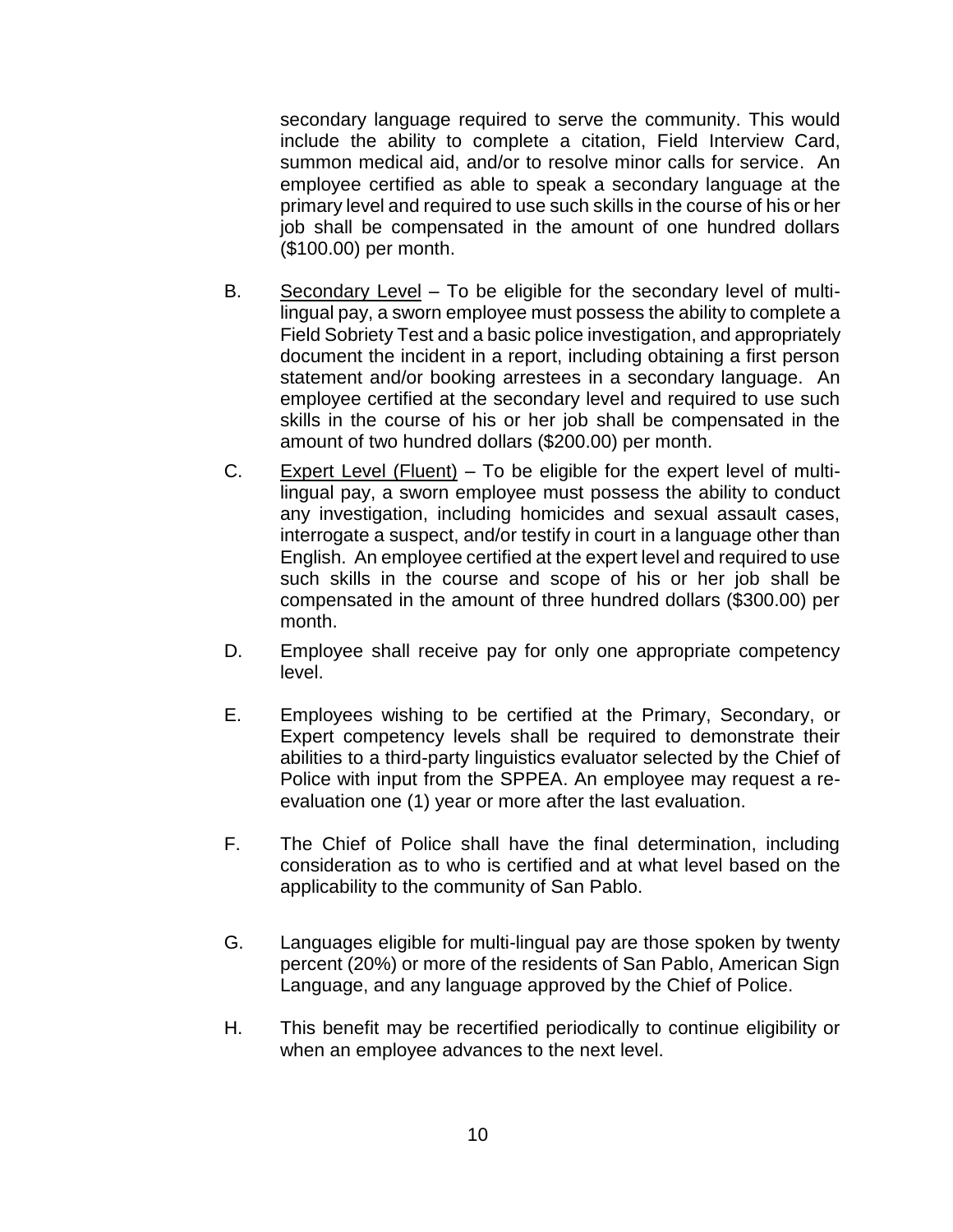secondary language required to serve the community. This would include the ability to complete a citation, Field Interview Card, summon medical aid, and/or to resolve minor calls for service. An employee certified as able to speak a secondary language at the primary level and required to use such skills in the course of his or her job shall be compensated in the amount of one hundred dollars ($100.00) per month.

B. Secondary Level – To be eligible for the secondary level of multi-lingual pay, a sworn employee must possess the ability to complete a Field Sobriety Test and a basic police investigation, and appropriately document the incident in a report, including obtaining a first person statement and/or booking arrestees in a secondary language. An employee certified at the secondary level and required to use such skills in the course of his or her job shall be compensated in the amount of two hundred dollars ($200.00) per month.

C. Expert Level (Fluent) – To be eligible for the expert level of multi-lingual pay, a sworn employee must possess the ability to conduct any investigation, including homicides and sexual assault cases, interrogate a suspect, and/or testify in court in a language other than English. An employee certified at the expert level and required to use such skills in the course and scope of his or her job shall be compensated in the amount of three hundred dollars ($300.00) per month.

D. Employee shall receive pay for only one appropriate competency level.

E. Employees wishing to be certified at the Primary, Secondary, or Expert competency levels shall be required to demonstrate their abilities to a third-party linguistics evaluator selected by the Chief of Police with input from the SPPEA. An employee may request a re-evaluation one (1) year or more after the last evaluation.

F. The Chief of Police shall have the final determination, including consideration as to who is certified and at what level based on the applicability to the community of San Pablo.

G. Languages eligible for multi-lingual pay are those spoken by twenty percent (20%) or more of the residents of San Pablo, American Sign Language, and any language approved by the Chief of Police.

H. This benefit may be recertified periodically to continue eligibility or when an employee advances to the next level.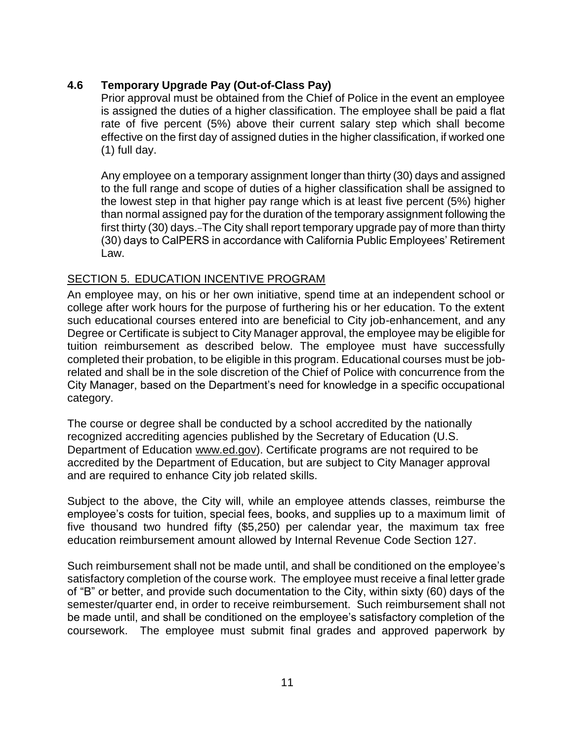### 4.6 Temporary Upgrade Pay (Out-of-Class Pay)

Prior approval must be obtained from the Chief of Police in the event an employee is assigned the duties of a higher classification. The employee shall be paid a flat rate of five percent (5%) above their current salary step which shall become effective on the first day of assigned duties in the higher classification, if worked one (1) full day.

Any employee on a temporary assignment longer than thirty (30) days and assigned to the full range and scope of duties of a higher classification shall be assigned to the lowest step in that higher pay range which is at least five percent (5%) higher than normal assigned pay for the duration of the temporary assignment following the first thirty (30) days. The City shall report temporary upgrade pay of more than thirty (30) days to CalPERS in accordance with California Public Employees' Retirement Law.

## SECTION 5. EDUCATION INCENTIVE PROGRAM

An employee may, on his or her own initiative, spend time at an independent school or college after work hours for the purpose of furthering his or her education. To the extent such educational courses entered into are beneficial to City job-enhancement, and any Degree or Certificate is subject to City Manager approval, the employee may be eligible for tuition reimbursement as described below. The employee must have successfully completed their probation, to be eligible in this program. Educational courses must be job-related and shall be in the sole discretion of the Chief of Police with concurrence from the City Manager, based on the Department's need for knowledge in a specific occupational category.

The course or degree shall be conducted by a school accredited by the nationally recognized accrediting agencies published by the Secretary of Education (U.S. Department of Education www.ed.gov). Certificate programs are not required to be accredited by the Department of Education, but are subject to City Manager approval and are required to enhance City job related skills.

Subject to the above, the City will, while an employee attends classes, reimburse the employee's costs for tuition, special fees, books, and supplies up to a maximum limit of five thousand two hundred fifty ($5,250) per calendar year, the maximum tax free education reimbursement amount allowed by Internal Revenue Code Section 127.

Such reimbursement shall not be made until, and shall be conditioned on the employee's satisfactory completion of the course work. The employee must receive a final letter grade of "B" or better, and provide such documentation to the City, within sixty (60) days of the semester/quarter end, in order to receive reimbursement. Such reimbursement shall not be made until, and shall be conditioned on the employee's satisfactory completion of the coursework. The employee must submit final grades and approved paperwork by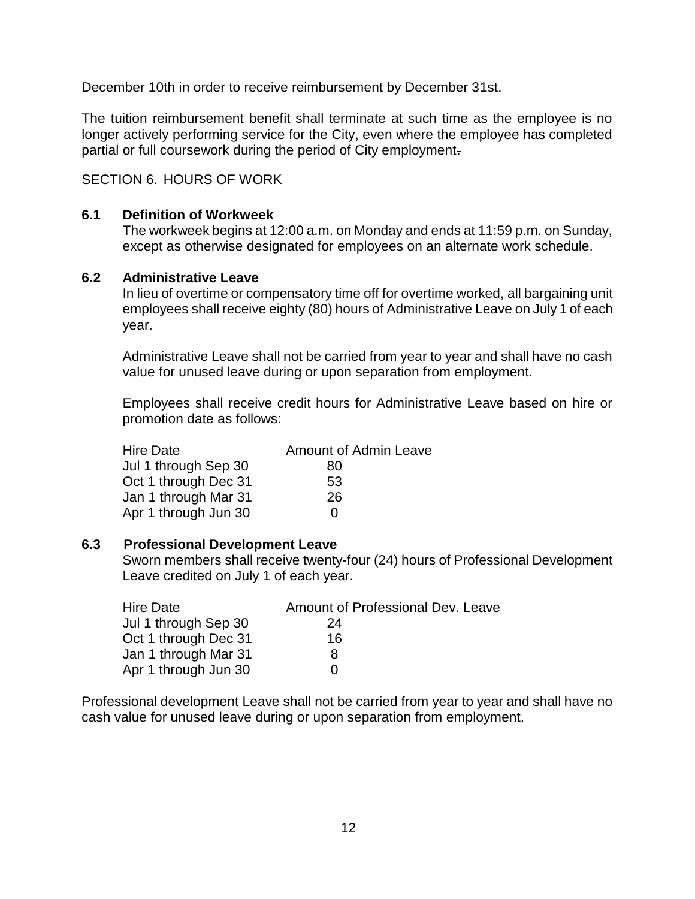December 10th in order to receive reimbursement by December 31st.

The tuition reimbursement benefit shall terminate at such time as the employee is no longer actively performing service for the City, even where the employee has completed partial or full coursework during the period of City employment.

## SECTION 6. HOURS OF WORK

### 6.1 Definition of Workweek

The workweek begins at 12:00 a.m. on Monday and ends at 11:59 p.m. on Sunday, except as otherwise designated for employees on an alternate work schedule.

### 6.2 Administrative Leave

In lieu of overtime or compensatory time off for overtime worked, all bargaining unit employees shall receive eighty (80) hours of Administrative Leave on July 1 of each year.

Administrative Leave shall not be carried from year to year and shall have no cash value for unused leave during or upon separation from employment.

Employees shall receive credit hours for Administrative Leave based on hire or promotion date as follows:

| Hire Date | Amount of Admin Leave |
|---|---|
| Jul 1 through Sep 30 | 80 |
| Oct 1 through Dec 31 | 53 |
| Jan 1 through Mar 31 | 26 |
| Apr 1 through Jun 30 | 0 |

### 6.3 Professional Development Leave

Sworn members shall receive twenty-four (24) hours of Professional Development Leave credited on July 1 of each year.

| Hire Date | Amount of Professional Dev. Leave |
|---|---|
| Jul 1 through Sep 30 | 24 |
| Oct 1 through Dec 31 | 16 |
| Jan 1 through Mar 31 | 8 |
| Apr 1 through Jun 30 | 0 |

Professional development Leave shall not be carried from year to year and shall have no cash value for unused leave during or upon separation from employment.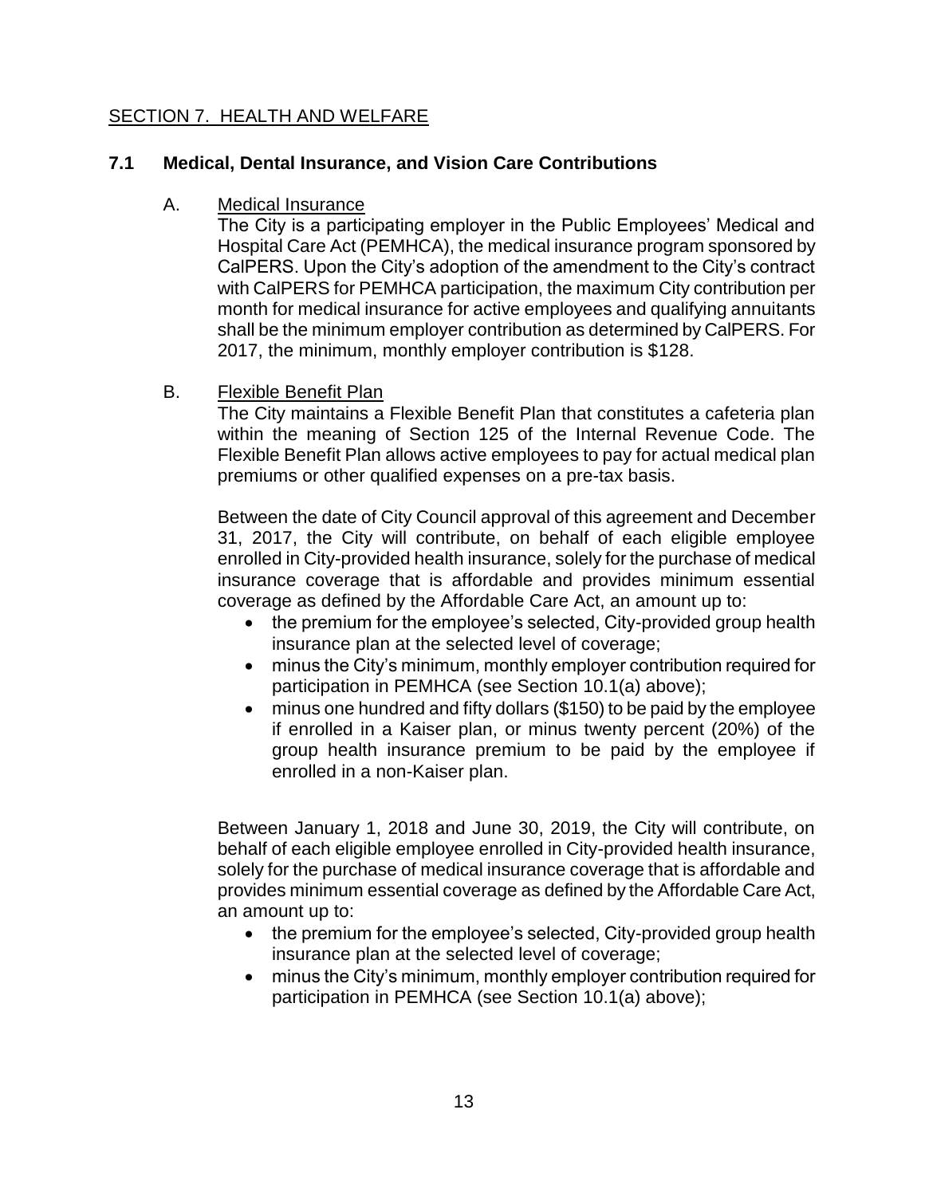## SECTION 7. HEALTH AND WELFARE

### 7.1 Medical, Dental Insurance, and Vision Care Contributions

A. Medical Insurance

The City is a participating employer in the Public Employees' Medical and Hospital Care Act (PEMHCA), the medical insurance program sponsored by CalPERS. Upon the City's adoption of the amendment to the City's contract with CalPERS for PEMHCA participation, the maximum City contribution per month for medical insurance for active employees and qualifying annuitants shall be the minimum employer contribution as determined by CalPERS. For 2017, the minimum, monthly employer contribution is $128.

B. Flexible Benefit Plan

The City maintains a Flexible Benefit Plan that constitutes a cafeteria plan within the meaning of Section 125 of the Internal Revenue Code. The Flexible Benefit Plan allows active employees to pay for actual medical plan premiums or other qualified expenses on a pre-tax basis.

Between the date of City Council approval of this agreement and December 31, 2017, the City will contribute, on behalf of each eligible employee enrolled in City-provided health insurance, solely for the purchase of medical insurance coverage that is affordable and provides minimum essential coverage as defined by the Affordable Care Act, an amount up to:

- the premium for the employee's selected, City-provided group health insurance plan at the selected level of coverage;
- minus the City's minimum, monthly employer contribution required for participation in PEMHCA (see Section 10.1(a) above);
- minus one hundred and fifty dollars ($150) to be paid by the employee if enrolled in a Kaiser plan, or minus twenty percent (20%) of the group health insurance premium to be paid by the employee if enrolled in a non-Kaiser plan.

Between January 1, 2018 and June 30, 2019, the City will contribute, on behalf of each eligible employee enrolled in City-provided health insurance, solely for the purchase of medical insurance coverage that is affordable and provides minimum essential coverage as defined by the Affordable Care Act, an amount up to:

- the premium for the employee's selected, City-provided group health insurance plan at the selected level of coverage;
- minus the City's minimum, monthly employer contribution required for participation in PEMHCA (see Section 10.1(a) above);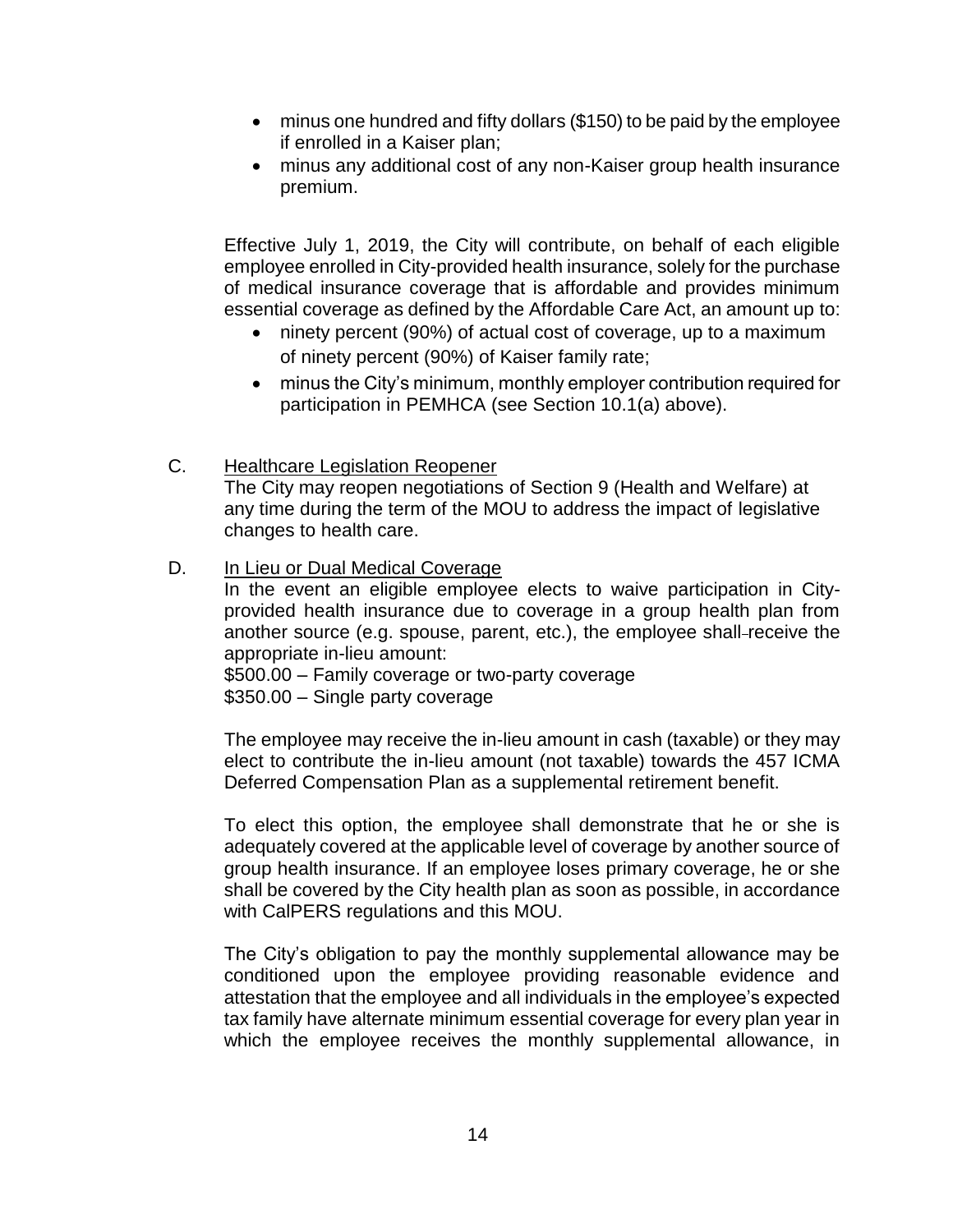- minus one hundred and fifty dollars ($150) to be paid by the employee if enrolled in a Kaiser plan;
- minus any additional cost of any non-Kaiser group health insurance premium.

Effective July 1, 2019, the City will contribute, on behalf of each eligible employee enrolled in City-provided health insurance, solely for the purchase of medical insurance coverage that is affordable and provides minimum essential coverage as defined by the Affordable Care Act, an amount up to:

- ninety percent (90%) of actual cost of coverage, up to a maximum of ninety percent (90%) of Kaiser family rate;
- minus the City's minimum, monthly employer contribution required for participation in PEMHCA (see Section 10.1(a) above).

C. Healthcare Legislation Reopener

The City may reopen negotiations of Section 9 (Health and Welfare) at any time during the term of the MOU to address the impact of legislative changes to health care.

D. In Lieu or Dual Medical Coverage

In the event an eligible employee elects to waive participation in City-provided health insurance due to coverage in a group health plan from another source (e.g. spouse, parent, etc.), the employee shall receive the appropriate in-lieu amount:

$500.00 – Family coverage or two-party coverage
$350.00 – Single party coverage

The employee may receive the in-lieu amount in cash (taxable) or they may elect to contribute the in-lieu amount (not taxable) towards the 457 ICMA Deferred Compensation Plan as a supplemental retirement benefit.

To elect this option, the employee shall demonstrate that he or she is adequately covered at the applicable level of coverage by another source of group health insurance. If an employee loses primary coverage, he or she shall be covered by the City health plan as soon as possible, in accordance with CalPERS regulations and this MOU.

The City's obligation to pay the monthly supplemental allowance may be conditioned upon the employee providing reasonable evidence and attestation that the employee and all individuals in the employee's expected tax family have alternate minimum essential coverage for every plan year in which the employee receives the monthly supplemental allowance, in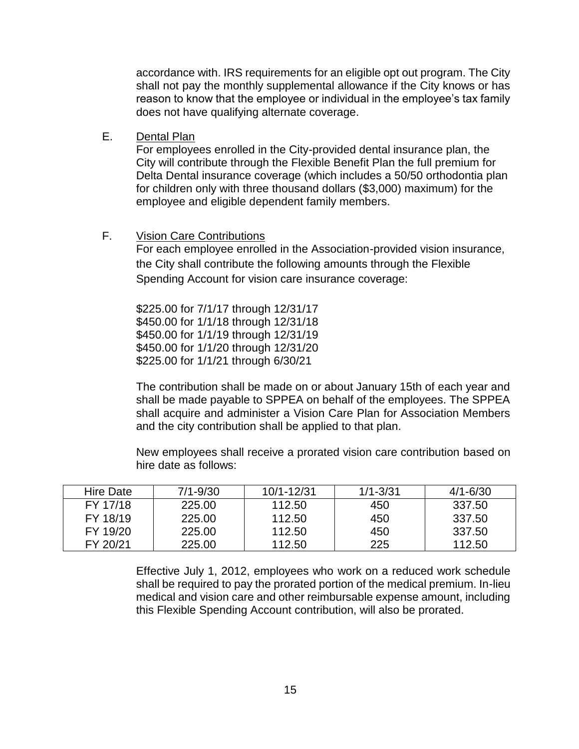accordance with. IRS requirements for an eligible opt out program. The City shall not pay the monthly supplemental allowance if the City knows or has reason to know that the employee or individual in the employee's tax family does not have qualifying alternate coverage.

E. Dental Plan

For employees enrolled in the City-provided dental insurance plan, the City will contribute through the Flexible Benefit Plan the full premium for Delta Dental insurance coverage (which includes a 50/50 orthodontia plan for children only with three thousand dollars ($3,000) maximum) for the employee and eligible dependent family members.

F. Vision Care Contributions

For each employee enrolled in the Association-provided vision insurance, the City shall contribute the following amounts through the Flexible Spending Account for vision care insurance coverage:

$225.00 for 7/1/17 through 12/31/17
$450.00 for 1/1/18 through 12/31/18
$450.00 for 1/1/19 through 12/31/19
$450.00 for 1/1/20 through 12/31/20
$225.00 for 1/1/21 through 6/30/21

The contribution shall be made on or about January 15th of each year and shall be made payable to SPPEA on behalf of the employees. The SPPEA shall acquire and administer a Vision Care Plan for Association Members and the city contribution shall be applied to that plan.

New employees shall receive a prorated vision care contribution based on hire date as follows:

| Hire Date | 7/1-9/30 | 10/1-12/31 | 1/1-3/31 | 4/1-6/30 |
|---|---|---|---|---|
| FY 17/18 | 225.00 | 112.50 | 450 | 337.50 |
| FY 18/19 | 225.00 | 112.50 | 450 | 337.50 |
| FY 19/20 | 225.00 | 112.50 | 450 | 337.50 |
| FY 20/21 | 225.00 | 112.50 | 225 | 112.50 |

Effective July 1, 2012, employees who work on a reduced work schedule shall be required to pay the prorated portion of the medical premium. In-lieu medical and vision care and other reimbursable expense amount, including this Flexible Spending Account contribution, will also be prorated.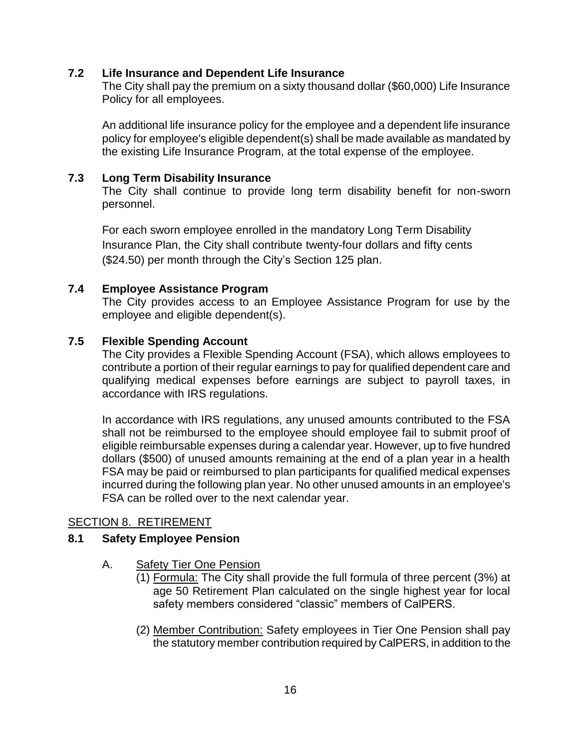### 7.2 Life Insurance and Dependent Life Insurance

The City shall pay the premium on a sixty thousand dollar ($60,000) Life Insurance Policy for all employees.

An additional life insurance policy for the employee and a dependent life insurance policy for employee's eligible dependent(s) shall be made available as mandated by the existing Life Insurance Program, at the total expense of the employee.

### 7.3 Long Term Disability Insurance

The City shall continue to provide long term disability benefit for non-sworn personnel.

For each sworn employee enrolled in the mandatory Long Term Disability Insurance Plan, the City shall contribute twenty-four dollars and fifty cents ($24.50) per month through the City's Section 125 plan.

### 7.4 Employee Assistance Program

The City provides access to an Employee Assistance Program for use by the employee and eligible dependent(s).

### 7.5 Flexible Spending Account

The City provides a Flexible Spending Account (FSA), which allows employees to contribute a portion of their regular earnings to pay for qualified dependent care and qualifying medical expenses before earnings are subject to payroll taxes, in accordance with IRS regulations.

In accordance with IRS regulations, any unused amounts contributed to the FSA shall not be reimbursed to the employee should employee fail to submit proof of eligible reimbursable expenses during a calendar year. However, up to five hundred dollars ($500) of unused amounts remaining at the end of a plan year in a health FSA may be paid or reimbursed to plan participants for qualified medical expenses incurred during the following plan year. No other unused amounts in an employee's FSA can be rolled over to the next calendar year.

## SECTION 8. RETIREMENT

### 8.1 Safety Employee Pension

A. Safety Tier One Pension

(1) Formula: The City shall provide the full formula of three percent (3%) at age 50 Retirement Plan calculated on the single highest year for local safety members considered "classic" members of CalPERS.

(2) Member Contribution: Safety employees in Tier One Pension shall pay the statutory member contribution required by CalPERS, in addition to the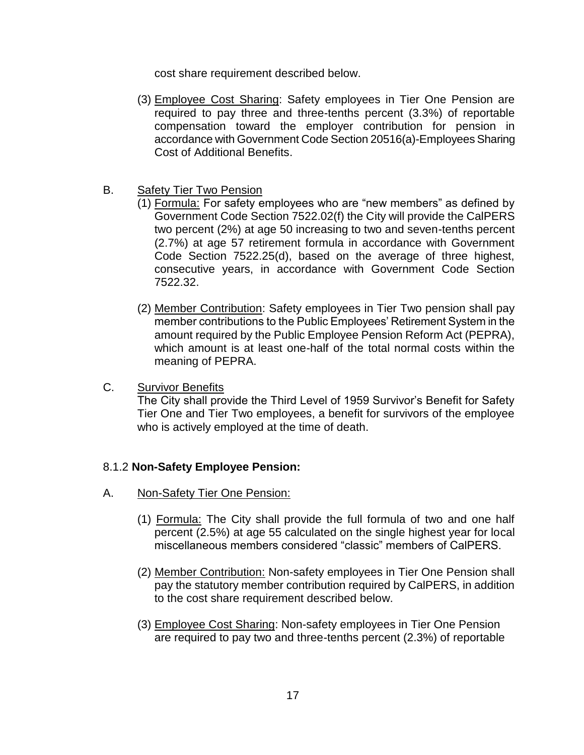cost share requirement described below.

(3) Employee Cost Sharing: Safety employees in Tier One Pension are required to pay three and three-tenths percent (3.3%) of reportable compensation toward the employer contribution for pension in accordance with Government Code Section 20516(a)-Employees Sharing Cost of Additional Benefits.

B. Safety Tier Two Pension

(1) Formula: For safety employees who are "new members" as defined by Government Code Section 7522.02(f) the City will provide the CalPERS two percent (2%) at age 50 increasing to two and seven-tenths percent (2.7%) at age 57 retirement formula in accordance with Government Code Section 7522.25(d), based on the average of three highest, consecutive years, in accordance with Government Code Section 7522.32.

(2) Member Contribution: Safety employees in Tier Two pension shall pay member contributions to the Public Employees' Retirement System in the amount required by the Public Employee Pension Reform Act (PEPRA), which amount is at least one-half of the total normal costs within the meaning of PEPRA.

C. Survivor Benefits

The City shall provide the Third Level of 1959 Survivor's Benefit for Safety Tier One and Tier Two employees, a benefit for survivors of the employee who is actively employed at the time of death.

8.1.2 **Non-Safety Employee Pension:**

A. Non-Safety Tier One Pension:

(1) Formula: The City shall provide the full formula of two and one half percent (2.5%) at age 55 calculated on the single highest year for local miscellaneous members considered "classic" members of CalPERS.

(2) Member Contribution: Non-safety employees in Tier One Pension shall pay the statutory member contribution required by CalPERS, in addition to the cost share requirement described below.

(3) Employee Cost Sharing: Non-safety employees in Tier One Pension are required to pay two and three-tenths percent (2.3%) of reportable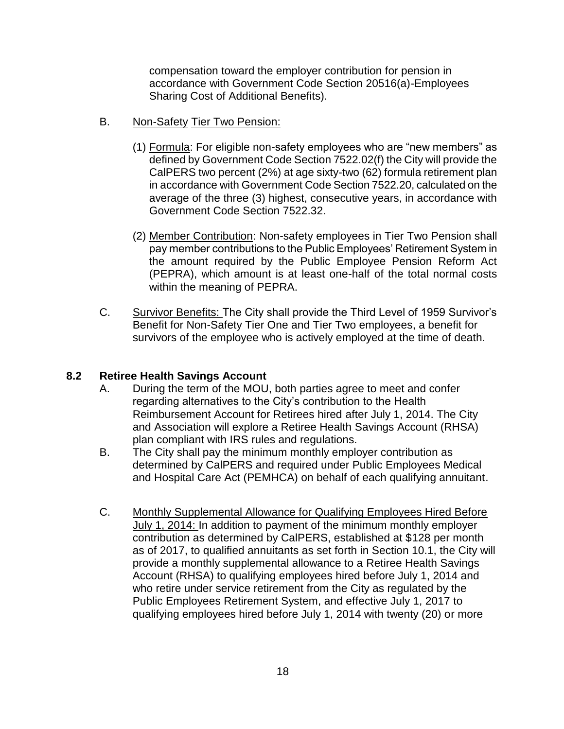compensation toward the employer contribution for pension in accordance with Government Code Section 20516(a)-Employees Sharing Cost of Additional Benefits).

B. Non-Safety Tier Two Pension:

(1) Formula: For eligible non-safety employees who are "new members" as defined by Government Code Section 7522.02(f) the City will provide the CalPERS two percent (2%) at age sixty-two (62) formula retirement plan in accordance with Government Code Section 7522.20, calculated on the average of the three (3) highest, consecutive years, in accordance with Government Code Section 7522.32.

(2) Member Contribution: Non-safety employees in Tier Two Pension shall pay member contributions to the Public Employees' Retirement System in the amount required by the Public Employee Pension Reform Act (PEPRA), which amount is at least one-half of the total normal costs within the meaning of PEPRA.

C. Survivor Benefits: The City shall provide the Third Level of 1959 Survivor's Benefit for Non-Safety Tier One and Tier Two employees, a benefit for survivors of the employee who is actively employed at the time of death.

### 8.2 Retiree Health Savings Account

A. During the term of the MOU, both parties agree to meet and confer regarding alternatives to the City's contribution to the Health Reimbursement Account for Retirees hired after July 1, 2014. The City and Association will explore a Retiree Health Savings Account (RHSA) plan compliant with IRS rules and regulations.

B. The City shall pay the minimum monthly employer contribution as determined by CalPERS and required under Public Employees Medical and Hospital Care Act (PEMHCA) on behalf of each qualifying annuitant.

C. Monthly Supplemental Allowance for Qualifying Employees Hired Before July 1, 2014: In addition to payment of the minimum monthly employer contribution as determined by CalPERS, established at $128 per month as of 2017, to qualified annuitants as set forth in Section 10.1, the City will provide a monthly supplemental allowance to a Retiree Health Savings Account (RHSA) to qualifying employees hired before July 1, 2014 and who retire under service retirement from the City as regulated by the Public Employees Retirement System, and effective July 1, 2017 to qualifying employees hired before July 1, 2014 with twenty (20) or more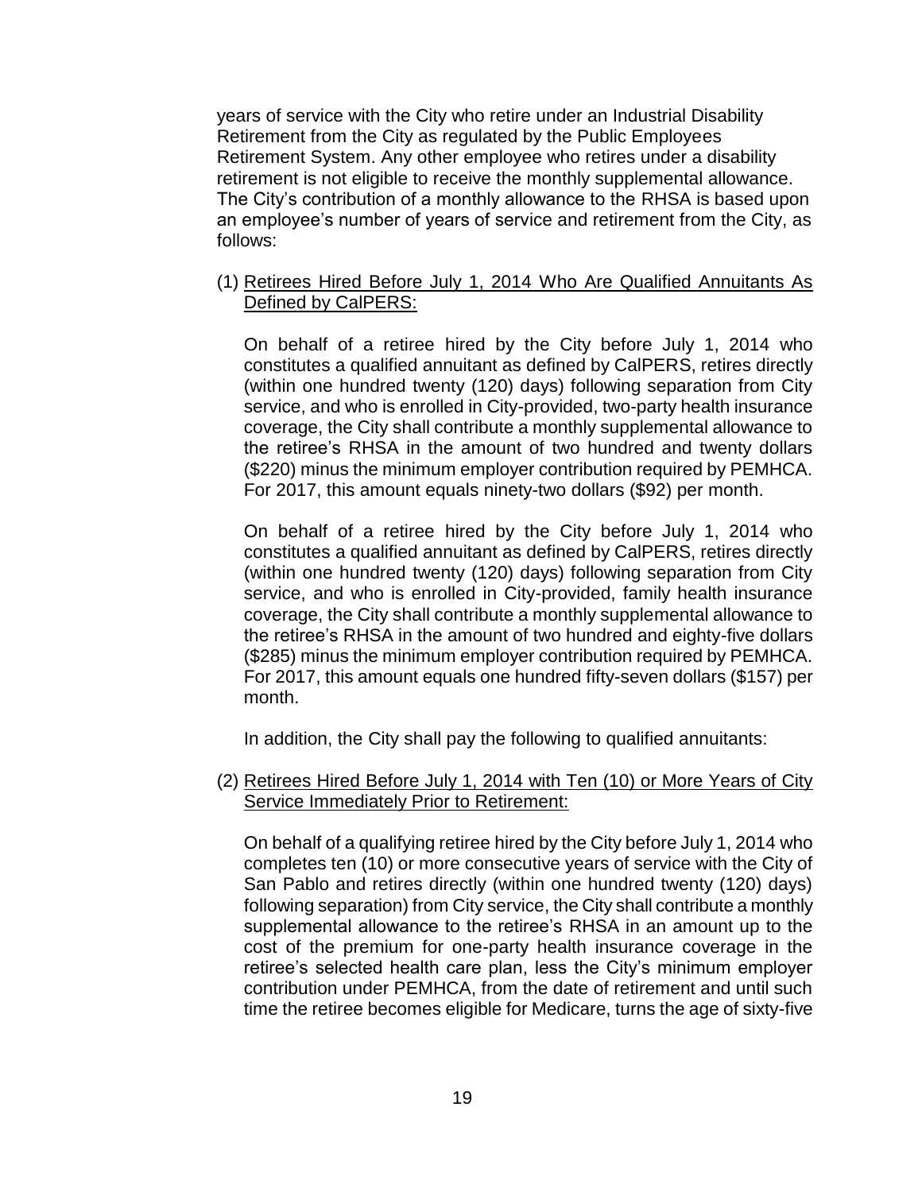years of service with the City who retire under an Industrial Disability Retirement from the City as regulated by the Public Employees Retirement System. Any other employee who retires under a disability retirement is not eligible to receive the monthly supplemental allowance. The City's contribution of a monthly allowance to the RHSA is based upon an employee's number of years of service and retirement from the City, as follows:

(1) <u>Retirees Hired Before July 1, 2014 Who Are Qualified Annuitants As Defined by CalPERS:</u>

On behalf of a retiree hired by the City before July 1, 2014 who constitutes a qualified annuitant as defined by CalPERS, retires directly (within one hundred twenty (120) days) following separation from City service, and who is enrolled in City-provided, two-party health insurance coverage, the City shall contribute a monthly supplemental allowance to the retiree's RHSA in the amount of two hundred and twenty dollars ($220) minus the minimum employer contribution required by PEMHCA. For 2017, this amount equals ninety-two dollars ($92) per month.

On behalf of a retiree hired by the City before July 1, 2014 who constitutes a qualified annuitant as defined by CalPERS, retires directly (within one hundred twenty (120) days) following separation from City service, and who is enrolled in City-provided, family health insurance coverage, the City shall contribute a monthly supplemental allowance to the retiree's RHSA in the amount of two hundred and eighty-five dollars ($285) minus the minimum employer contribution required by PEMHCA. For 2017, this amount equals one hundred fifty-seven dollars ($157) per month.

In addition, the City shall pay the following to qualified annuitants:

(2) <u>Retirees Hired Before July 1, 2014 with Ten (10) or More Years of City Service Immediately Prior to Retirement:</u>

On behalf of a qualifying retiree hired by the City before July 1, 2014 who completes ten (10) or more consecutive years of service with the City of San Pablo and retires directly (within one hundred twenty (120) days) following separation) from City service, the City shall contribute a monthly supplemental allowance to the retiree's RHSA in an amount up to the cost of the premium for one-party health insurance coverage in the retiree's selected health care plan, less the City's minimum employer contribution under PEMHCA, from the date of retirement and until such time the retiree becomes eligible for Medicare, turns the age of sixty-five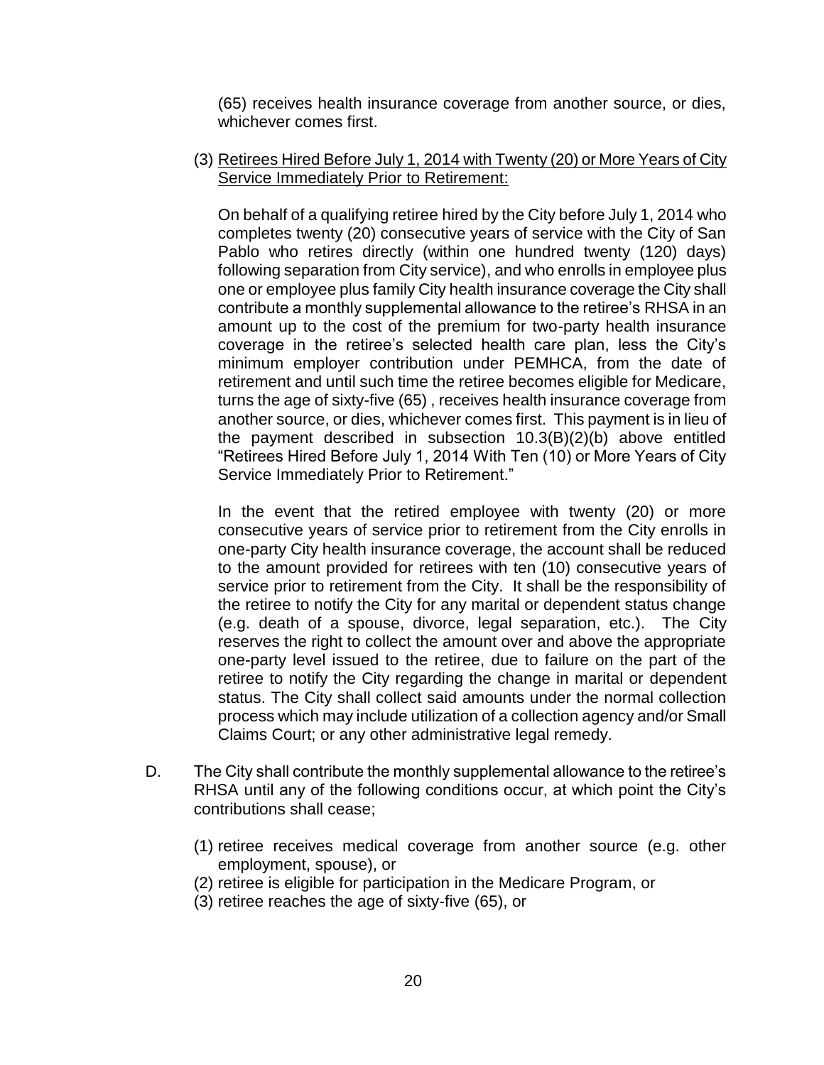(65) receives health insurance coverage from another source, or dies, whichever comes first.

(3) <u>Retirees Hired Before July 1, 2014 with Twenty (20) or More Years of City Service Immediately Prior to Retirement:</u>

On behalf of a qualifying retiree hired by the City before July 1, 2014 who completes twenty (20) consecutive years of service with the City of San Pablo who retires directly (within one hundred twenty (120) days) following separation from City service), and who enrolls in employee plus one or employee plus family City health insurance coverage the City shall contribute a monthly supplemental allowance to the retiree's RHSA in an amount up to the cost of the premium for two-party health insurance coverage in the retiree's selected health care plan, less the City's minimum employer contribution under PEMHCA, from the date of retirement and until such time the retiree becomes eligible for Medicare, turns the age of sixty-five (65) , receives health insurance coverage from another source, or dies, whichever comes first. This payment is in lieu of the payment described in subsection 10.3(B)(2)(b) above entitled "Retirees Hired Before July 1, 2014 With Ten (10) or More Years of City Service Immediately Prior to Retirement."

In the event that the retired employee with twenty (20) or more consecutive years of service prior to retirement from the City enrolls in one-party City health insurance coverage, the account shall be reduced to the amount provided for retirees with ten (10) consecutive years of service prior to retirement from the City. It shall be the responsibility of the retiree to notify the City for any marital or dependent status change (e.g. death of a spouse, divorce, legal separation, etc.). The City reserves the right to collect the amount over and above the appropriate one-party level issued to the retiree, due to failure on the part of the retiree to notify the City regarding the change in marital or dependent status. The City shall collect said amounts under the normal collection process which may include utilization of a collection agency and/or Small Claims Court; or any other administrative legal remedy.

D. The City shall contribute the monthly supplemental allowance to the retiree's RHSA until any of the following conditions occur, at which point the City's contributions shall cease;

(1) retiree receives medical coverage from another source (e.g. other employment, spouse), or
(2) retiree is eligible for participation in the Medicare Program, or
(3) retiree reaches the age of sixty-five (65), or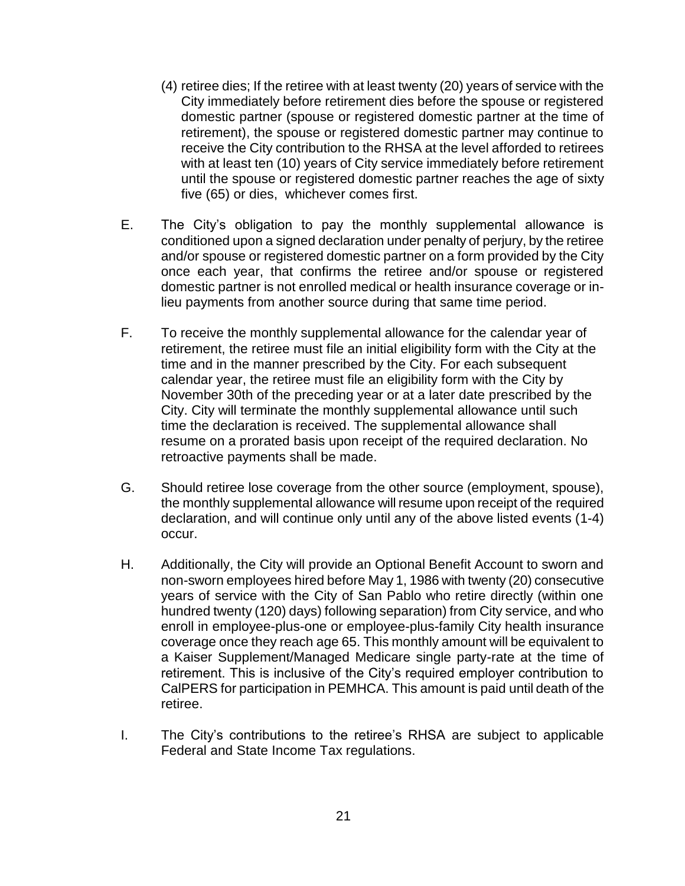(4) retiree dies; If the retiree with at least twenty (20) years of service with the City immediately before retirement dies before the spouse or registered domestic partner (spouse or registered domestic partner at the time of retirement), the spouse or registered domestic partner may continue to receive the City contribution to the RHSA at the level afforded to retirees with at least ten (10) years of City service immediately before retirement until the spouse or registered domestic partner reaches the age of sixty five (65) or dies, whichever comes first.

E. The City's obligation to pay the monthly supplemental allowance is conditioned upon a signed declaration under penalty of perjury, by the retiree and/or spouse or registered domestic partner on a form provided by the City once each year, that confirms the retiree and/or spouse or registered domestic partner is not enrolled medical or health insurance coverage or in-lieu payments from another source during that same time period.

F. To receive the monthly supplemental allowance for the calendar year of retirement, the retiree must file an initial eligibility form with the City at the time and in the manner prescribed by the City. For each subsequent calendar year, the retiree must file an eligibility form with the City by November 30th of the preceding year or at a later date prescribed by the City. City will terminate the monthly supplemental allowance until such time the declaration is received. The supplemental allowance shall resume on a prorated basis upon receipt of the required declaration. No retroactive payments shall be made.

G. Should retiree lose coverage from the other source (employment, spouse), the monthly supplemental allowance will resume upon receipt of the required declaration, and will continue only until any of the above listed events (1-4) occur.

H. Additionally, the City will provide an Optional Benefit Account to sworn and non-sworn employees hired before May 1, 1986 with twenty (20) consecutive years of service with the City of San Pablo who retire directly (within one hundred twenty (120) days) following separation) from City service, and who enroll in employee-plus-one or employee-plus-family City health insurance coverage once they reach age 65. This monthly amount will be equivalent to a Kaiser Supplement/Managed Medicare single party-rate at the time of retirement. This is inclusive of the City's required employer contribution to CalPERS for participation in PEMHCA. This amount is paid until death of the retiree.

I. The City's contributions to the retiree's RHSA are subject to applicable Federal and State Income Tax regulations.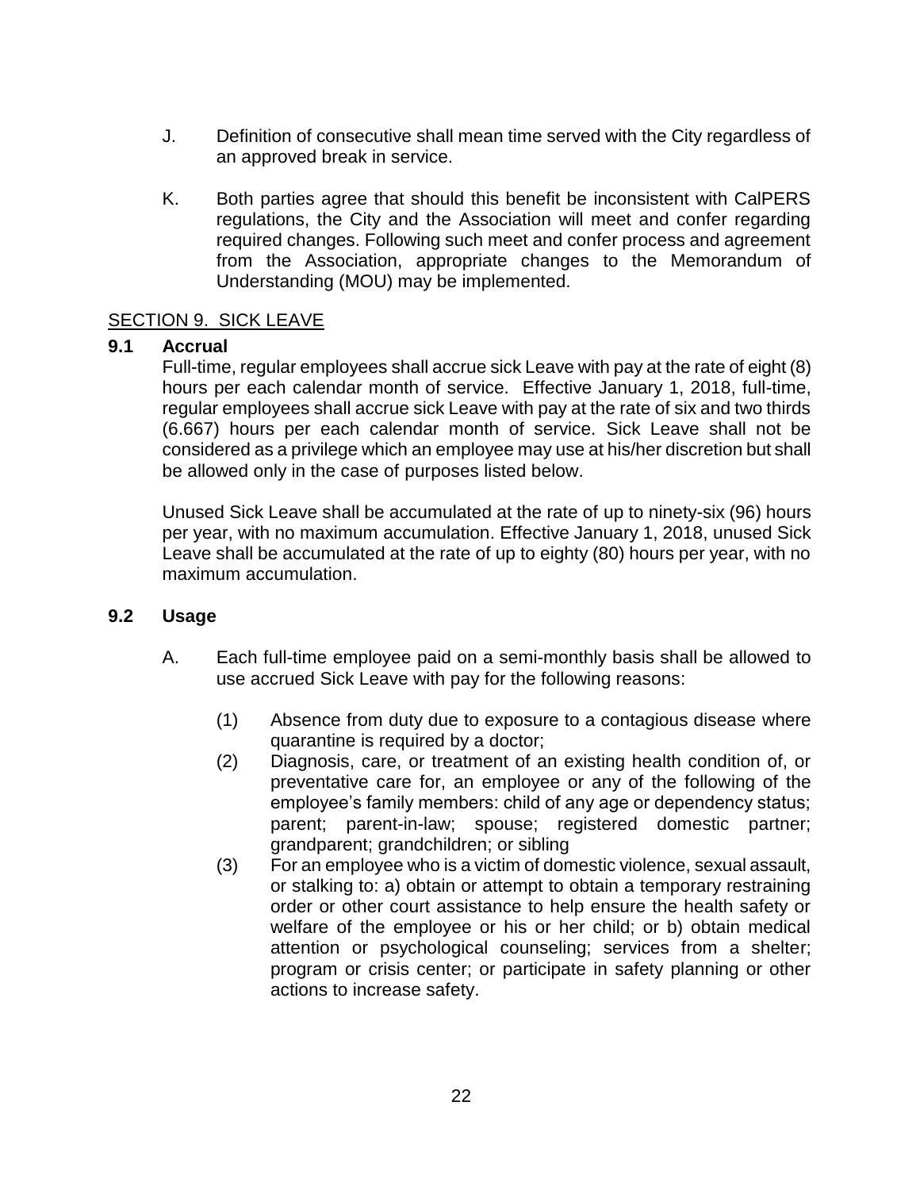J. Definition of consecutive shall mean time served with the City regardless of an approved break in service.

K. Both parties agree that should this benefit be inconsistent with CalPERS regulations, the City and the Association will meet and confer regarding required changes. Following such meet and confer process and agreement from the Association, appropriate changes to the Memorandum of Understanding (MOU) may be implemented.

## SECTION 9. SICK LEAVE

### 9.1 Accrual

Full-time, regular employees shall accrue sick Leave with pay at the rate of eight (8) hours per each calendar month of service. Effective January 1, 2018, full-time, regular employees shall accrue sick Leave with pay at the rate of six and two thirds (6.667) hours per each calendar month of service. Sick Leave shall not be considered as a privilege which an employee may use at his/her discretion but shall be allowed only in the case of purposes listed below.

Unused Sick Leave shall be accumulated at the rate of up to ninety-six (96) hours per year, with no maximum accumulation. Effective January 1, 2018, unused Sick Leave shall be accumulated at the rate of up to eighty (80) hours per year, with no maximum accumulation.

### 9.2 Usage

A. Each full-time employee paid on a semi-monthly basis shall be allowed to use accrued Sick Leave with pay for the following reasons:

(1) Absence from duty due to exposure to a contagious disease where quarantine is required by a doctor;

(2) Diagnosis, care, or treatment of an existing health condition of, or preventative care for, an employee or any of the following of the employee's family members: child of any age or dependency status; parent; parent-in-law; spouse; registered domestic partner; grandparent; grandchildren; or sibling

(3) For an employee who is a victim of domestic violence, sexual assault, or stalking to: a) obtain or attempt to obtain a temporary restraining order or other court assistance to help ensure the health safety or welfare of the employee or his or her child; or b) obtain medical attention or psychological counseling; services from a shelter; program or crisis center; or participate in safety planning or other actions to increase safety.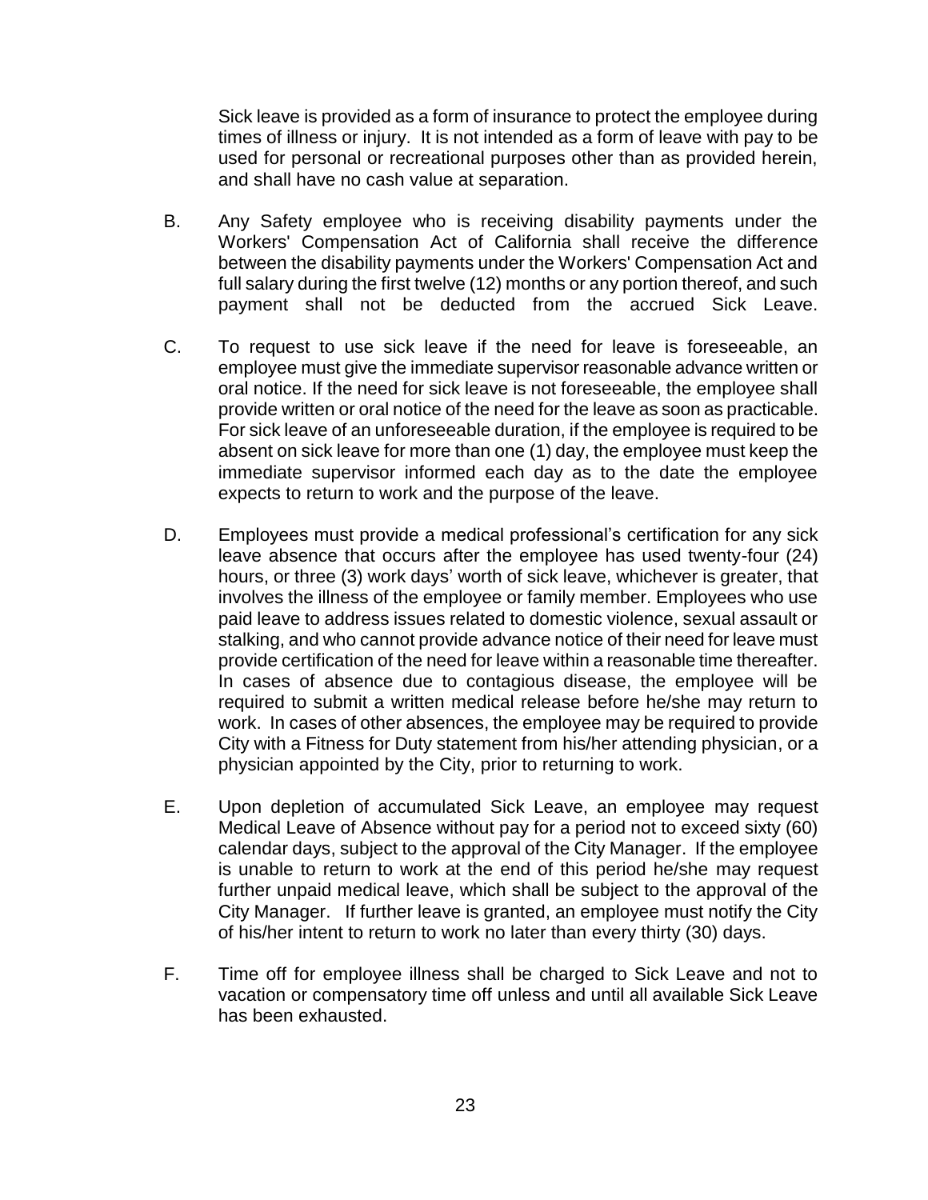Sick leave is provided as a form of insurance to protect the employee during times of illness or injury. It is not intended as a form of leave with pay to be used for personal or recreational purposes other than as provided herein, and shall have no cash value at separation.

B. Any Safety employee who is receiving disability payments under the Workers' Compensation Act of California shall receive the difference between the disability payments under the Workers' Compensation Act and full salary during the first twelve (12) months or any portion thereof, and such payment shall not be deducted from the accrued Sick Leave.

C. To request to use sick leave if the need for leave is foreseeable, an employee must give the immediate supervisor reasonable advance written or oral notice. If the need for sick leave is not foreseeable, the employee shall provide written or oral notice of the need for the leave as soon as practicable. For sick leave of an unforeseeable duration, if the employee is required to be absent on sick leave for more than one (1) day, the employee must keep the immediate supervisor informed each day as to the date the employee expects to return to work and the purpose of the leave.

D. Employees must provide a medical professional's certification for any sick leave absence that occurs after the employee has used twenty-four (24) hours, or three (3) work days' worth of sick leave, whichever is greater, that involves the illness of the employee or family member. Employees who use paid leave to address issues related to domestic violence, sexual assault or stalking, and who cannot provide advance notice of their need for leave must provide certification of the need for leave within a reasonable time thereafter. In cases of absence due to contagious disease, the employee will be required to submit a written medical release before he/she may return to work. In cases of other absences, the employee may be required to provide City with a Fitness for Duty statement from his/her attending physician, or a physician appointed by the City, prior to returning to work.

E. Upon depletion of accumulated Sick Leave, an employee may request Medical Leave of Absence without pay for a period not to exceed sixty (60) calendar days, subject to the approval of the City Manager. If the employee is unable to return to work at the end of this period he/she may request further unpaid medical leave, which shall be subject to the approval of the City Manager. If further leave is granted, an employee must notify the City of his/her intent to return to work no later than every thirty (30) days.

F. Time off for employee illness shall be charged to Sick Leave and not to vacation or compensatory time off unless and until all available Sick Leave has been exhausted.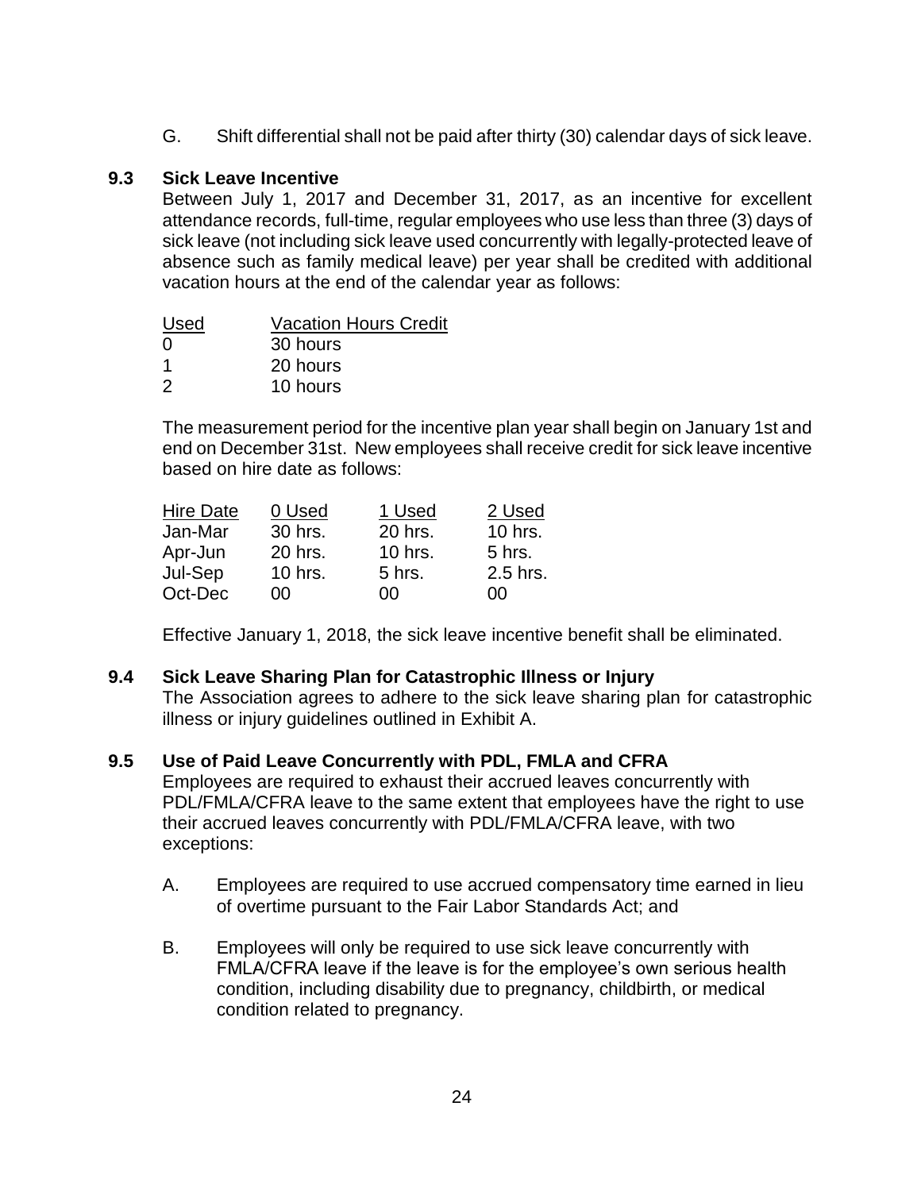G. Shift differential shall not be paid after thirty (30) calendar days of sick leave.

### 9.3 Sick Leave Incentive

Between July 1, 2017 and December 31, 2017, as an incentive for excellent attendance records, full-time, regular employees who use less than three (3) days of sick leave (not including sick leave used concurrently with legally-protected leave of absence such as family medical leave) per year shall be credited with additional vacation hours at the end of the calendar year as follows:

| Used | Vacation Hours Credit |
|---|---|
| 0 | 30 hours |
| 1 | 20 hours |
| 2 | 10 hours |

The measurement period for the incentive plan year shall begin on January 1st and end on December 31st. New employees shall receive credit for sick leave incentive based on hire date as follows:

| Hire Date | 0 Used | 1 Used | 2 Used |
|---|---|---|---|
| Jan-Mar | 30 hrs. | 20 hrs. | 10 hrs. |
| Apr-Jun | 20 hrs. | 10 hrs. | 5 hrs. |
| Jul-Sep | 10 hrs. | 5 hrs. | 2.5 hrs. |
| Oct-Dec | 00 | 00 | 00 |

Effective January 1, 2018, the sick leave incentive benefit shall be eliminated.

### 9.4 Sick Leave Sharing Plan for Catastrophic Illness or Injury

The Association agrees to adhere to the sick leave sharing plan for catastrophic illness or injury guidelines outlined in Exhibit A.

### 9.5 Use of Paid Leave Concurrently with PDL, FMLA and CFRA

Employees are required to exhaust their accrued leaves concurrently with PDL/FMLA/CFRA leave to the same extent that employees have the right to use their accrued leaves concurrently with PDL/FMLA/CFRA leave, with two exceptions:

A. Employees are required to use accrued compensatory time earned in lieu of overtime pursuant to the Fair Labor Standards Act; and

B. Employees will only be required to use sick leave concurrently with FMLA/CFRA leave if the leave is for the employee's own serious health condition, including disability due to pregnancy, childbirth, or medical condition related to pregnancy.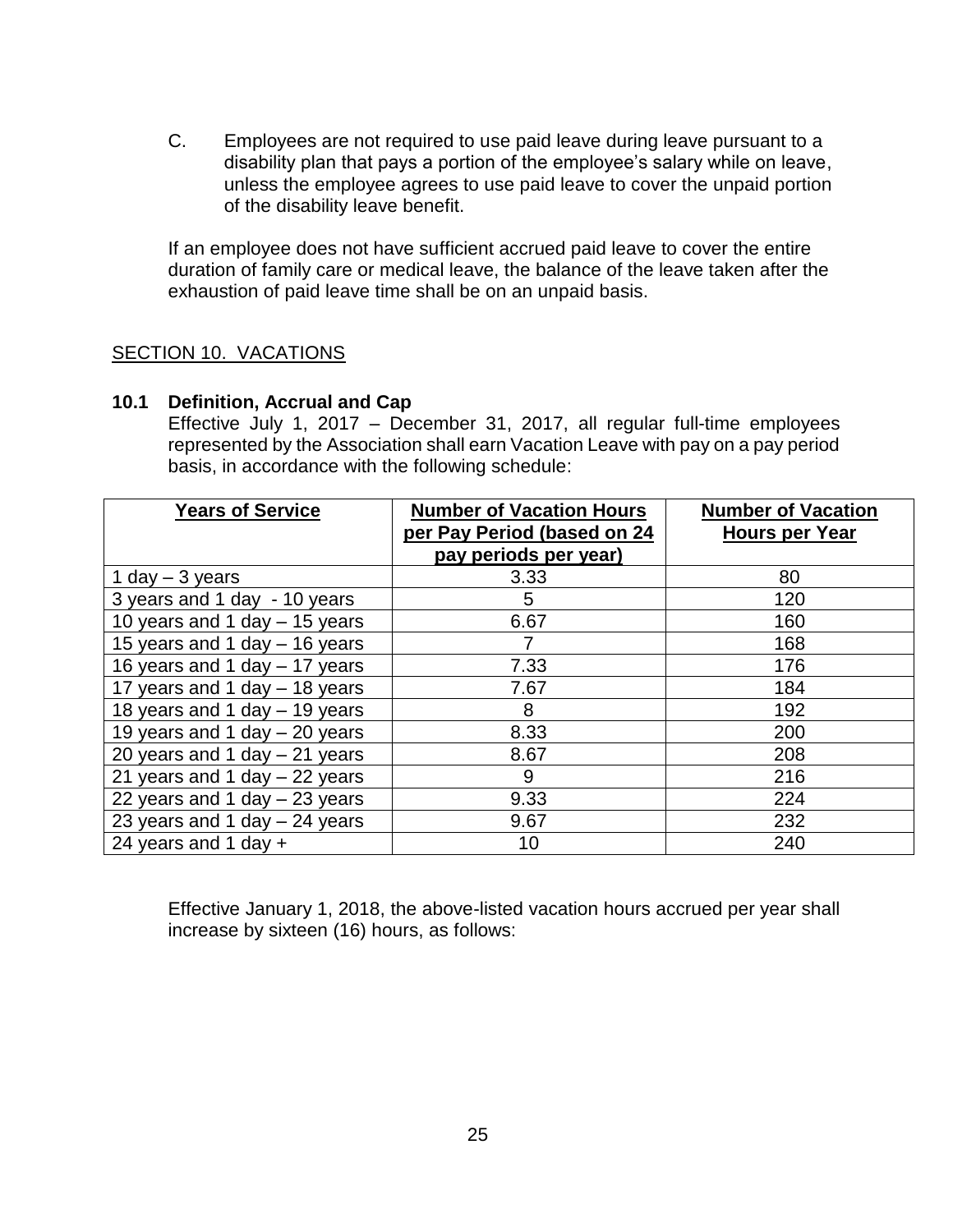C. Employees are not required to use paid leave during leave pursuant to a disability plan that pays a portion of the employee's salary while on leave, unless the employee agrees to use paid leave to cover the unpaid portion of the disability leave benefit.

If an employee does not have sufficient accrued paid leave to cover the entire duration of family care or medical leave, the balance of the leave taken after the exhaustion of paid leave time shall be on an unpaid basis.

## SECTION 10. VACATIONS

### 10.1 Definition, Accrual and Cap

Effective July 1, 2017 – December 31, 2017, all regular full-time employees represented by the Association shall earn Vacation Leave with pay on a pay period basis, in accordance with the following schedule:

| Years of Service | Number of Vacation Hours per Pay Period (based on 24 pay periods per year) | Number of Vacation Hours per Year |
|---|---|---|
| 1 day – 3 years | 3.33 | 80 |
| 3 years and 1 day - 10 years | 5 | 120 |
| 10 years and 1 day – 15 years | 6.67 | 160 |
| 15 years and 1 day – 16 years | 7 | 168 |
| 16 years and 1 day – 17 years | 7.33 | 176 |
| 17 years and 1 day – 18 years | 7.67 | 184 |
| 18 years and 1 day – 19 years | 8 | 192 |
| 19 years and 1 day – 20 years | 8.33 | 200 |
| 20 years and 1 day – 21 years | 8.67 | 208 |
| 21 years and 1 day – 22 years | 9 | 216 |
| 22 years and 1 day – 23 years | 9.33 | 224 |
| 23 years and 1 day – 24 years | 9.67 | 232 |
| 24 years and 1 day + | 10 | 240 |

Effective January 1, 2018, the above-listed vacation hours accrued per year shall increase by sixteen (16) hours, as follows: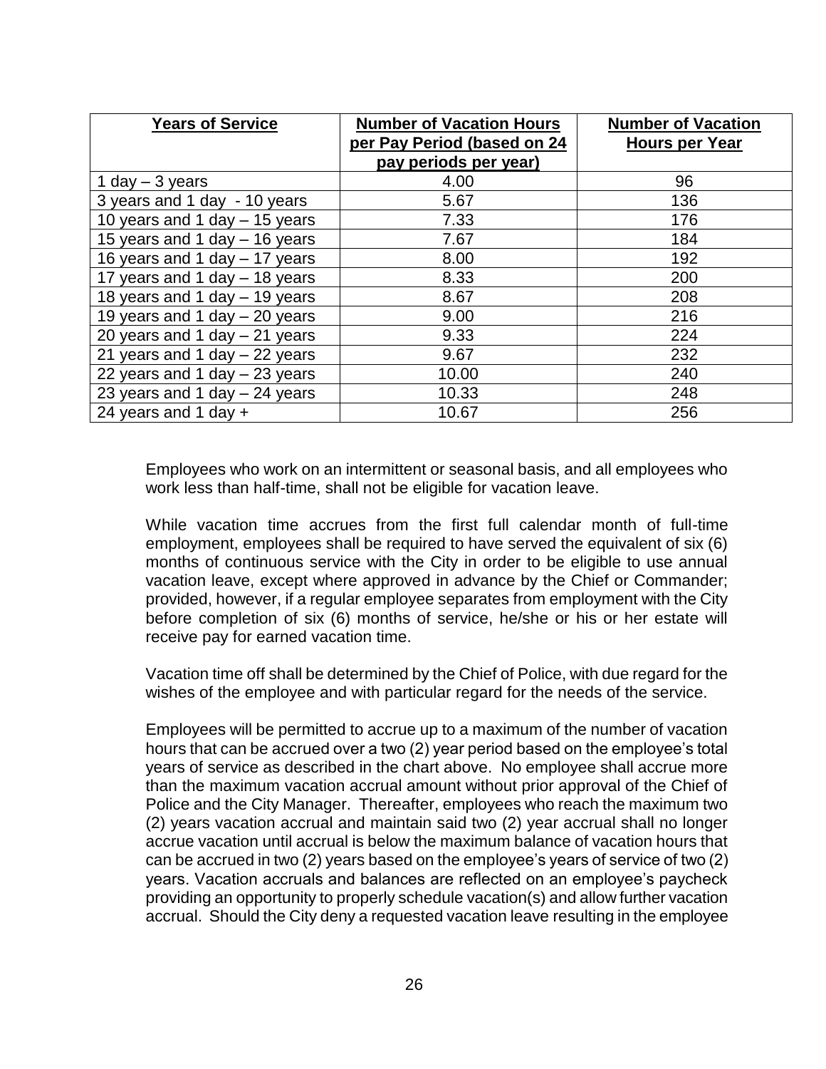| **Years of Service** | **Number of Vacation Hours per Pay Period (based on 24 pay periods per year)** | **Number of Vacation Hours per Year** |
|---|---|---|
| 1 day – 3 years | 4.00 | 96 |
| 3 years and 1 day - 10 years | 5.67 | 136 |
| 10 years and 1 day – 15 years | 7.33 | 176 |
| 15 years and 1 day – 16 years | 7.67 | 184 |
| 16 years and 1 day – 17 years | 8.00 | 192 |
| 17 years and 1 day – 18 years | 8.33 | 200 |
| 18 years and 1 day – 19 years | 8.67 | 208 |
| 19 years and 1 day – 20 years | 9.00 | 216 |
| 20 years and 1 day – 21 years | 9.33 | 224 |
| 21 years and 1 day – 22 years | 9.67 | 232 |
| 22 years and 1 day – 23 years | 10.00 | 240 |
| 23 years and 1 day – 24 years | 10.33 | 248 |
| 24 years and 1 day + | 10.67 | 256 |

Employees who work on an intermittent or seasonal basis, and all employees who work less than half-time, shall not be eligible for vacation leave.

While vacation time accrues from the first full calendar month of full-time employment, employees shall be required to have served the equivalent of six (6) months of continuous service with the City in order to be eligible to use annual vacation leave, except where approved in advance by the Chief or Commander; provided, however, if a regular employee separates from employment with the City before completion of six (6) months of service, he/she or his or her estate will receive pay for earned vacation time.

Vacation time off shall be determined by the Chief of Police, with due regard for the wishes of the employee and with particular regard for the needs of the service.

Employees will be permitted to accrue up to a maximum of the number of vacation hours that can be accrued over a two (2) year period based on the employee's total years of service as described in the chart above. No employee shall accrue more than the maximum vacation accrual amount without prior approval of the Chief of Police and the City Manager. Thereafter, employees who reach the maximum two (2) years vacation accrual and maintain said two (2) year accrual shall no longer accrue vacation until accrual is below the maximum balance of vacation hours that can be accrued in two (2) years based on the employee's years of service of two (2) years. Vacation accruals and balances are reflected on an employee's paycheck providing an opportunity to properly schedule vacation(s) and allow further vacation accrual. Should the City deny a requested vacation leave resulting in the employee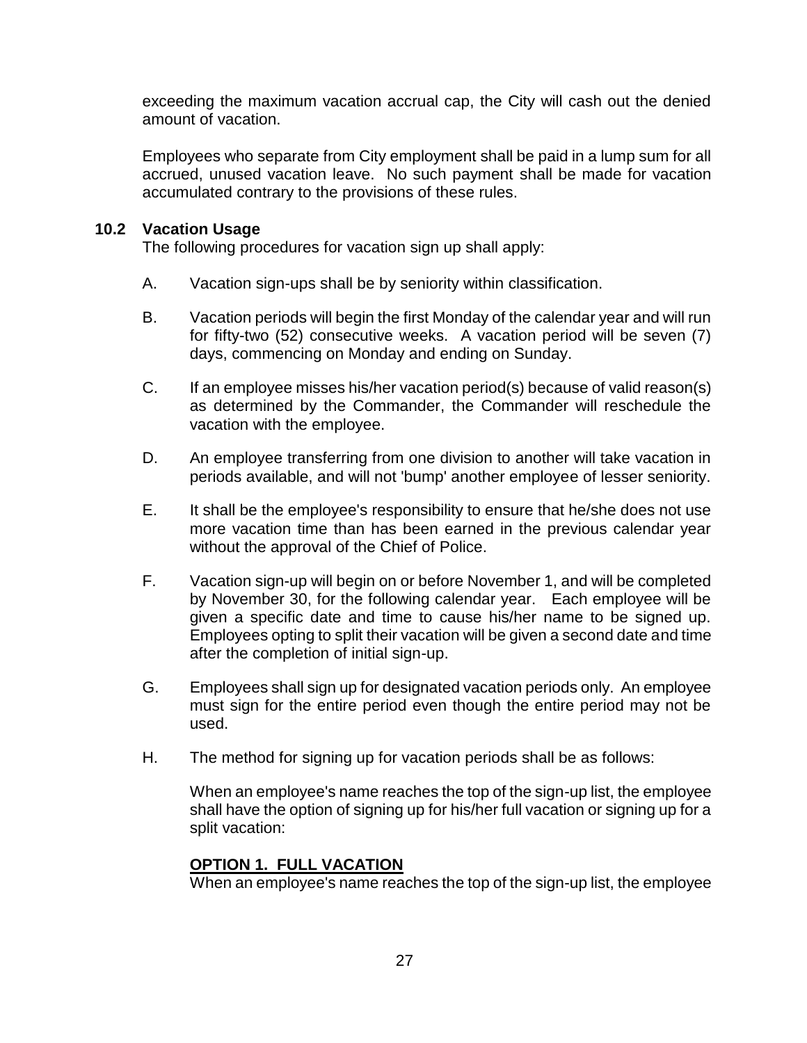exceeding the maximum vacation accrual cap, the City will cash out the denied amount of vacation.

Employees who separate from City employment shall be paid in a lump sum for all accrued, unused vacation leave. No such payment shall be made for vacation accumulated contrary to the provisions of these rules.

### 10.2 Vacation Usage

The following procedures for vacation sign up shall apply:

A. Vacation sign-ups shall be by seniority within classification.

B. Vacation periods will begin the first Monday of the calendar year and will run for fifty-two (52) consecutive weeks. A vacation period will be seven (7) days, commencing on Monday and ending on Sunday.

C. If an employee misses his/her vacation period(s) because of valid reason(s) as determined by the Commander, the Commander will reschedule the vacation with the employee.

D. An employee transferring from one division to another will take vacation in periods available, and will not 'bump' another employee of lesser seniority.

E. It shall be the employee's responsibility to ensure that he/she does not use more vacation time than has been earned in the previous calendar year without the approval of the Chief of Police.

F. Vacation sign-up will begin on or before November 1, and will be completed by November 30, for the following calendar year. Each employee will be given a specific date and time to cause his/her name to be signed up. Employees opting to split their vacation will be given a second date and time after the completion of initial sign-up.

G. Employees shall sign up for designated vacation periods only. An employee must sign for the entire period even though the entire period may not be used.

H. The method for signing up for vacation periods shall be as follows:

When an employee's name reaches the top of the sign-up list, the employee shall have the option of signing up for his/her full vacation or signing up for a split vacation:

**<u>OPTION 1. FULL VACATION</u>**

When an employee's name reaches the top of the sign-up list, the employee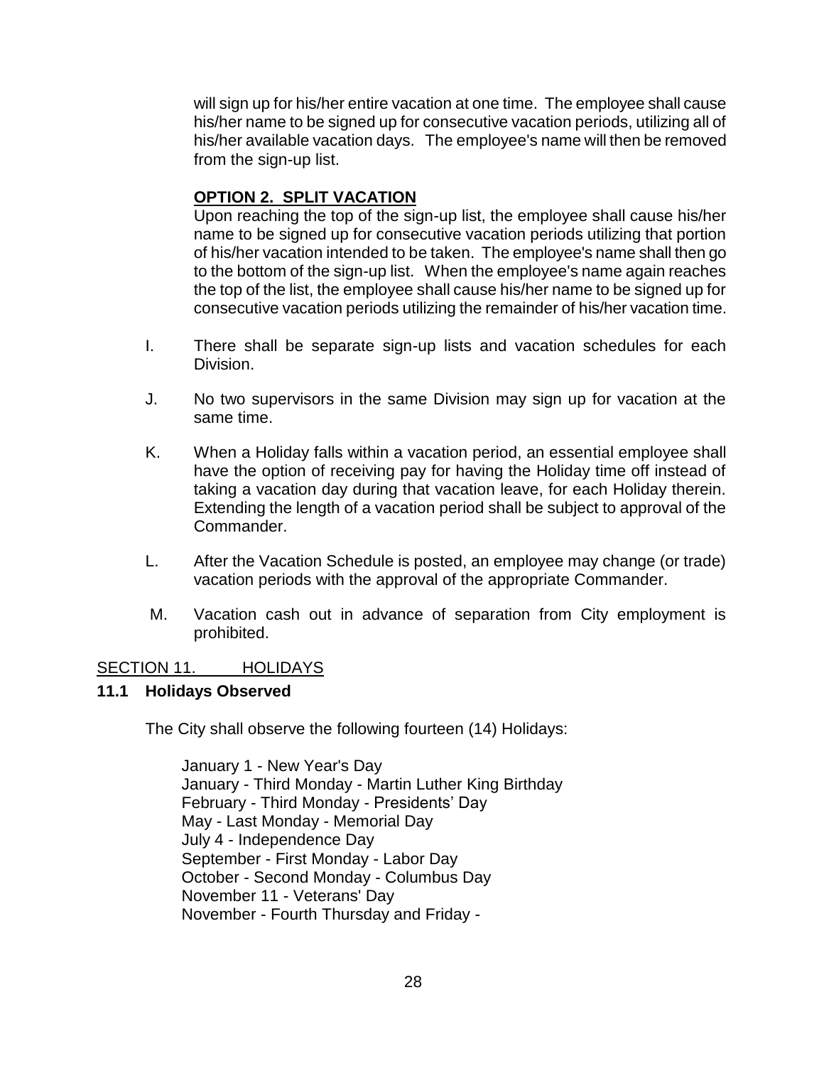will sign up for his/her entire vacation at one time. The employee shall cause his/her name to be signed up for consecutive vacation periods, utilizing all of his/her available vacation days. The employee's name will then be removed from the sign-up list.

**OPTION 2. SPLIT VACATION**

Upon reaching the top of the sign-up list, the employee shall cause his/her name to be signed up for consecutive vacation periods utilizing that portion of his/her vacation intended to be taken. The employee's name shall then go to the bottom of the sign-up list. When the employee's name again reaches the top of the list, the employee shall cause his/her name to be signed up for consecutive vacation periods utilizing the remainder of his/her vacation time.

I. There shall be separate sign-up lists and vacation schedules for each Division.

J. No two supervisors in the same Division may sign up for vacation at the same time.

K. When a Holiday falls within a vacation period, an essential employee shall have the option of receiving pay for having the Holiday time off instead of taking a vacation day during that vacation leave, for each Holiday therein. Extending the length of a vacation period shall be subject to approval of the Commander.

L. After the Vacation Schedule is posted, an employee may change (or trade) vacation periods with the approval of the appropriate Commander.

M. Vacation cash out in advance of separation from City employment is prohibited.

## SECTION 11. HOLIDAYS

### 11.1 Holidays Observed

The City shall observe the following fourteen (14) Holidays:

January 1 - New Year's Day
January - Third Monday - Martin Luther King Birthday
February - Third Monday - Presidents' Day
May - Last Monday - Memorial Day
July 4 - Independence Day
September - First Monday - Labor Day
October - Second Monday - Columbus Day
November 11 - Veterans' Day
November - Fourth Thursday and Friday -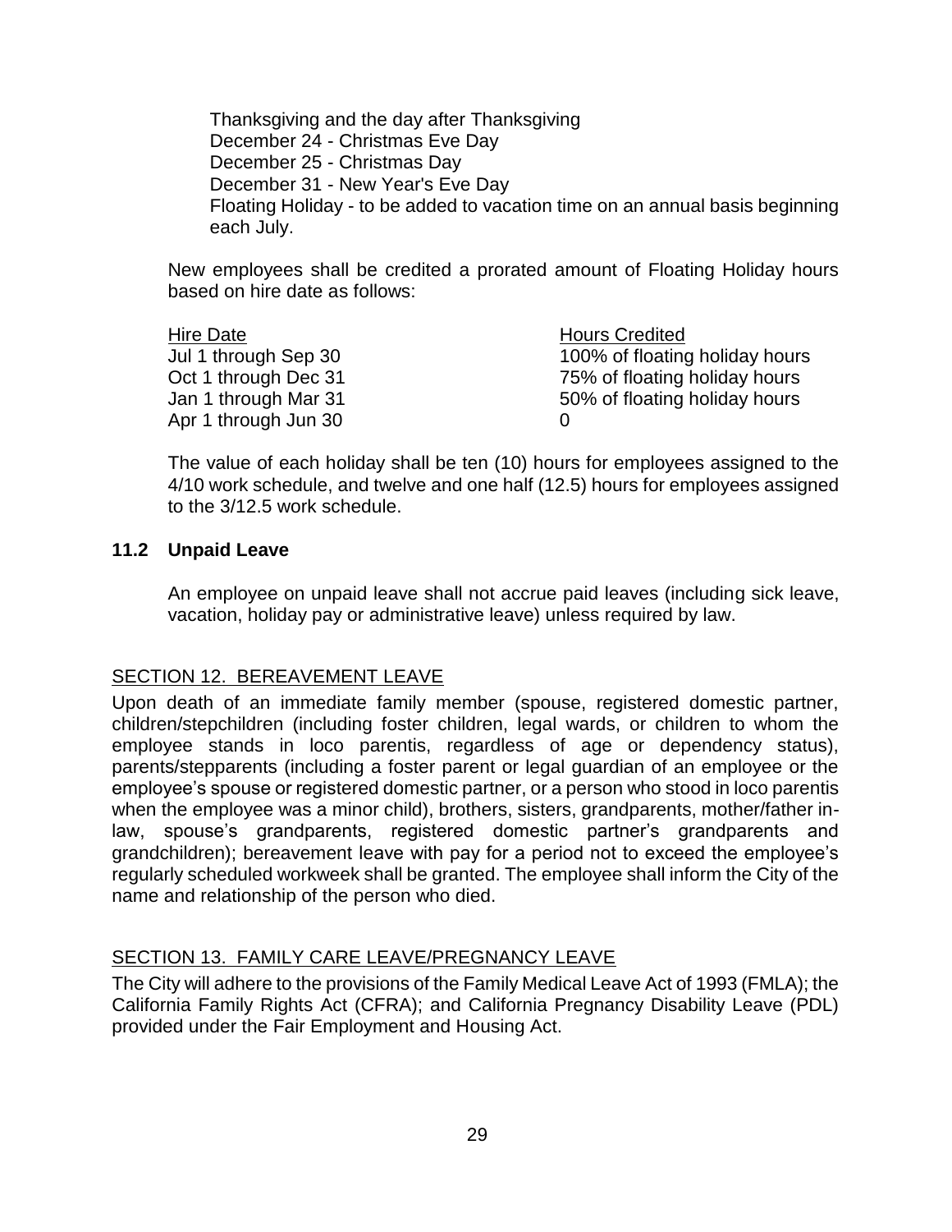Thanksgiving and the day after Thanksgiving
December 24 - Christmas Eve Day
December 25 - Christmas Day
December 31 - New Year's Eve Day
Floating Holiday - to be added to vacation time on an annual basis beginning each July.

New employees shall be credited a prorated amount of Floating Holiday hours based on hire date as follows:

| Hire Date | Hours Credited |
|---|---|
| Jul 1 through Sep 30 | 100% of floating holiday hours |
| Oct 1 through Dec 31 | 75% of floating holiday hours |
| Jan 1 through Mar 31 | 50% of floating holiday hours |
| Apr 1 through Jun 30 | 0 |

The value of each holiday shall be ten (10) hours for employees assigned to the 4/10 work schedule, and twelve and one half (12.5) hours for employees assigned to the 3/12.5 work schedule.

### 11.2 Unpaid Leave

An employee on unpaid leave shall not accrue paid leaves (including sick leave, vacation, holiday pay or administrative leave) unless required by law.

## SECTION 12. BEREAVEMENT LEAVE

Upon death of an immediate family member (spouse, registered domestic partner, children/stepchildren (including foster children, legal wards, or children to whom the employee stands in loco parentis, regardless of age or dependency status), parents/stepparents (including a foster parent or legal guardian of an employee or the employee's spouse or registered domestic partner, or a person who stood in loco parentis when the employee was a minor child), brothers, sisters, grandparents, mother/father in-law, spouse's grandparents, registered domestic partner's grandparents and grandchildren); bereavement leave with pay for a period not to exceed the employee's regularly scheduled workweek shall be granted. The employee shall inform the City of the name and relationship of the person who died.

## SECTION 13. FAMILY CARE LEAVE/PREGNANCY LEAVE

The City will adhere to the provisions of the Family Medical Leave Act of 1993 (FMLA); the California Family Rights Act (CFRA); and California Pregnancy Disability Leave (PDL) provided under the Fair Employment and Housing Act.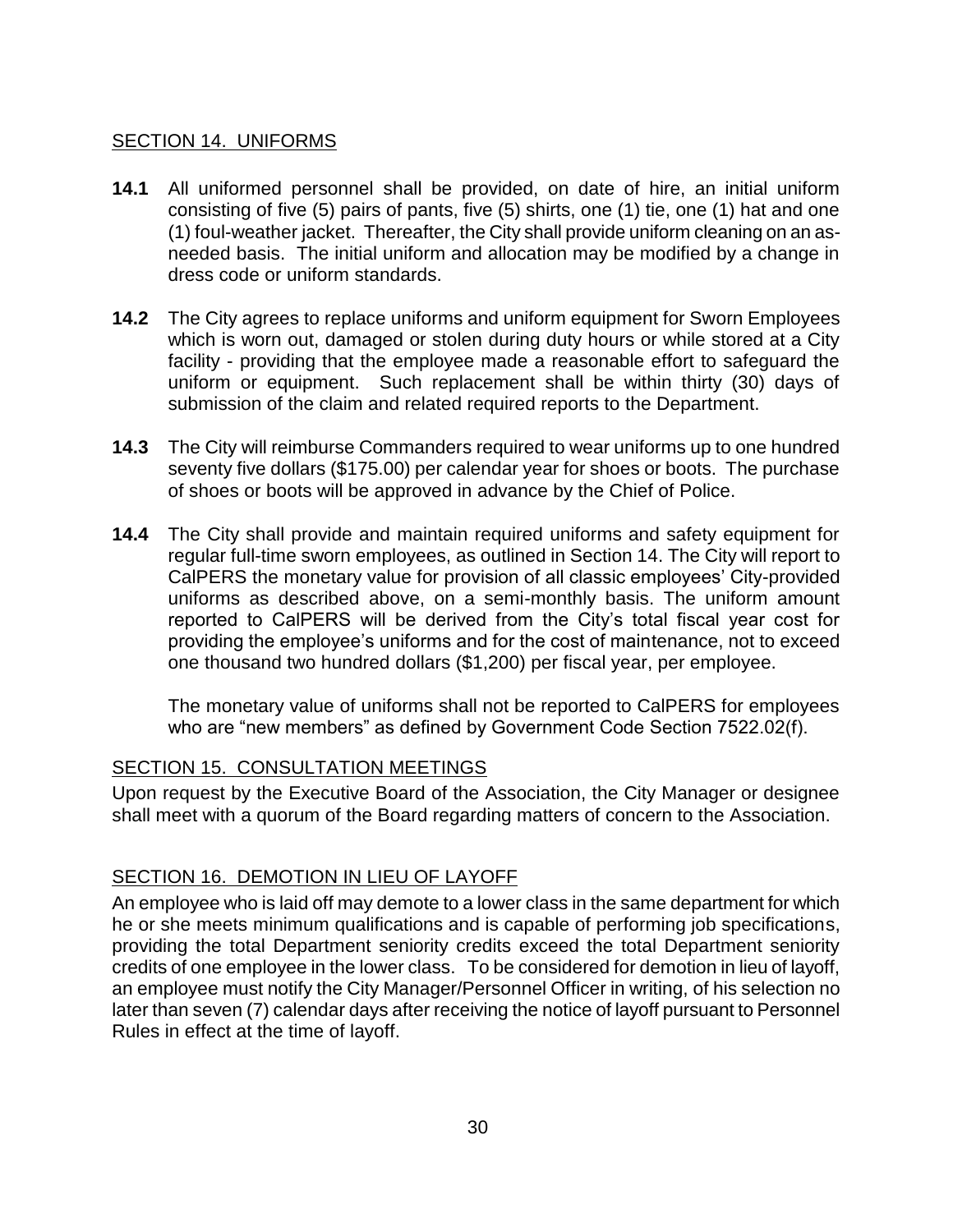## SECTION 14. UNIFORMS

**14.1** All uniformed personnel shall be provided, on date of hire, an initial uniform consisting of five (5) pairs of pants, five (5) shirts, one (1) tie, one (1) hat and one (1) foul-weather jacket. Thereafter, the City shall provide uniform cleaning on an as-needed basis. The initial uniform and allocation may be modified by a change in dress code or uniform standards.

**14.2** The City agrees to replace uniforms and uniform equipment for Sworn Employees which is worn out, damaged or stolen during duty hours or while stored at a City facility - providing that the employee made a reasonable effort to safeguard the uniform or equipment. Such replacement shall be within thirty (30) days of submission of the claim and related required reports to the Department.

**14.3** The City will reimburse Commanders required to wear uniforms up to one hundred seventy five dollars ($175.00) per calendar year for shoes or boots. The purchase of shoes or boots will be approved in advance by the Chief of Police.

**14.4** The City shall provide and maintain required uniforms and safety equipment for regular full-time sworn employees, as outlined in Section 14. The City will report to CalPERS the monetary value for provision of all classic employees' City-provided uniforms as described above, on a semi-monthly basis. The uniform amount reported to CalPERS will be derived from the City's total fiscal year cost for providing the employee's uniforms and for the cost of maintenance, not to exceed one thousand two hundred dollars ($1,200) per fiscal year, per employee.

The monetary value of uniforms shall not be reported to CalPERS for employees who are "new members" as defined by Government Code Section 7522.02(f).

## SECTION 15. CONSULTATION MEETINGS

Upon request by the Executive Board of the Association, the City Manager or designee shall meet with a quorum of the Board regarding matters of concern to the Association.

## SECTION 16. DEMOTION IN LIEU OF LAYOFF

An employee who is laid off may demote to a lower class in the same department for which he or she meets minimum qualifications and is capable of performing job specifications, providing the total Department seniority credits exceed the total Department seniority credits of one employee in the lower class. To be considered for demotion in lieu of layoff, an employee must notify the City Manager/Personnel Officer in writing, of his selection no later than seven (7) calendar days after receiving the notice of layoff pursuant to Personnel Rules in effect at the time of layoff.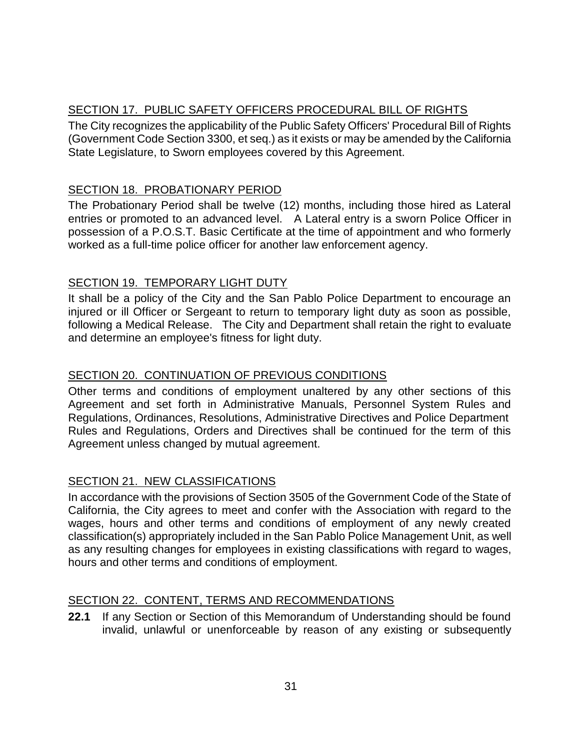## SECTION 17. PUBLIC SAFETY OFFICERS PROCEDURAL BILL OF RIGHTS

The City recognizes the applicability of the Public Safety Officers' Procedural Bill of Rights (Government Code Section 3300, et seq.) as it exists or may be amended by the California State Legislature, to Sworn employees covered by this Agreement.

## SECTION 18. PROBATIONARY PERIOD

The Probationary Period shall be twelve (12) months, including those hired as Lateral entries or promoted to an advanced level. A Lateral entry is a sworn Police Officer in possession of a P.O.S.T. Basic Certificate at the time of appointment and who formerly worked as a full-time police officer for another law enforcement agency.

## SECTION 19. TEMPORARY LIGHT DUTY

It shall be a policy of the City and the San Pablo Police Department to encourage an injured or ill Officer or Sergeant to return to temporary light duty as soon as possible, following a Medical Release. The City and Department shall retain the right to evaluate and determine an employee's fitness for light duty.

## SECTION 20. CONTINUATION OF PREVIOUS CONDITIONS

Other terms and conditions of employment unaltered by any other sections of this Agreement and set forth in Administrative Manuals, Personnel System Rules and Regulations, Ordinances, Resolutions, Administrative Directives and Police Department Rules and Regulations, Orders and Directives shall be continued for the term of this Agreement unless changed by mutual agreement.

## SECTION 21. NEW CLASSIFICATIONS

In accordance with the provisions of Section 3505 of the Government Code of the State of California, the City agrees to meet and confer with the Association with regard to the wages, hours and other terms and conditions of employment of any newly created classification(s) appropriately included in the San Pablo Police Management Unit, as well as any resulting changes for employees in existing classifications with regard to wages, hours and other terms and conditions of employment.

## SECTION 22. CONTENT, TERMS AND RECOMMENDATIONS

**22.1** If any Section or Section of this Memorandum of Understanding should be found invalid, unlawful or unenforceable by reason of any existing or subsequently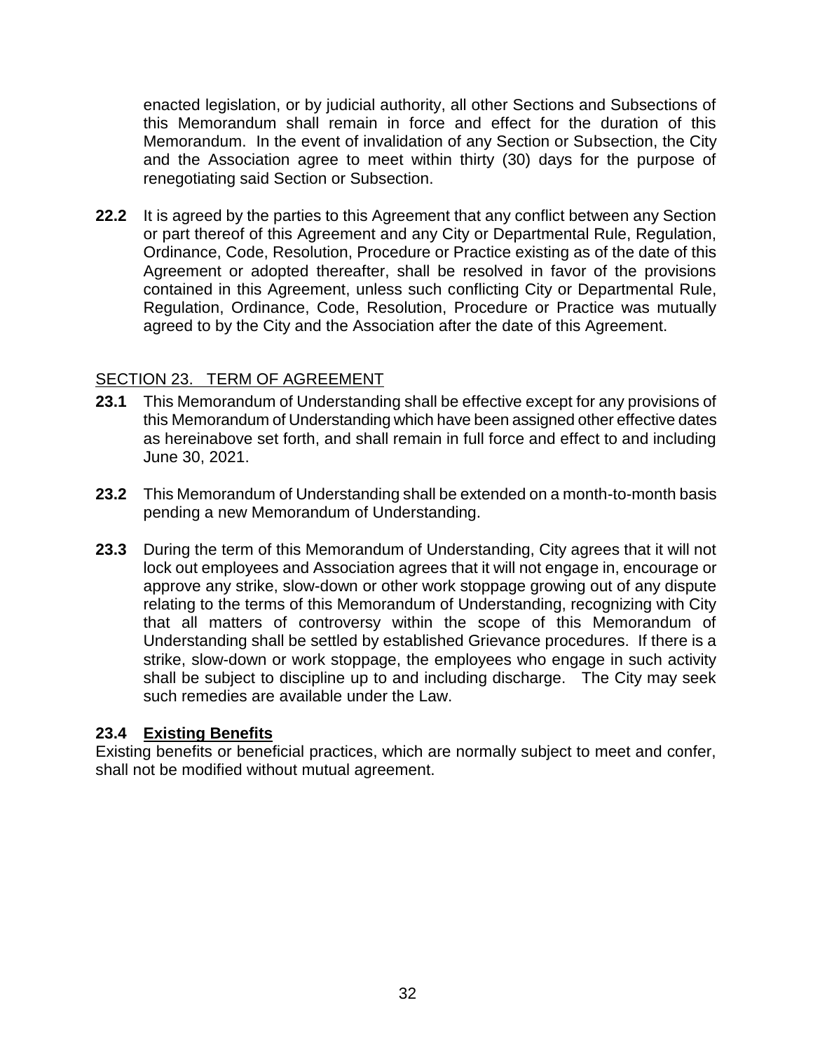enacted legislation, or by judicial authority, all other Sections and Subsections of this Memorandum shall remain in force and effect for the duration of this Memorandum. In the event of invalidation of any Section or Subsection, the City and the Association agree to meet within thirty (30) days for the purpose of renegotiating said Section or Subsection.

**22.2** It is agreed by the parties to this Agreement that any conflict between any Section or part thereof of this Agreement and any City or Departmental Rule, Regulation, Ordinance, Code, Resolution, Procedure or Practice existing as of the date of this Agreement or adopted thereafter, shall be resolved in favor of the provisions contained in this Agreement, unless such conflicting City or Departmental Rule, Regulation, Ordinance, Code, Resolution, Procedure or Practice was mutually agreed to by the City and the Association after the date of this Agreement.

## SECTION 23. TERM OF AGREEMENT

**23.1** This Memorandum of Understanding shall be effective except for any provisions of this Memorandum of Understanding which have been assigned other effective dates as hereinabove set forth, and shall remain in full force and effect to and including June 30, 2021.

**23.2** This Memorandum of Understanding shall be extended on a month-to-month basis pending a new Memorandum of Understanding.

**23.3** During the term of this Memorandum of Understanding, City agrees that it will not lock out employees and Association agrees that it will not engage in, encourage or approve any strike, slow-down or other work stoppage growing out of any dispute relating to the terms of this Memorandum of Understanding, recognizing with City that all matters of controversy within the scope of this Memorandum of Understanding shall be settled by established Grievance procedures. If there is a strike, slow-down or work stoppage, the employees who engage in such activity shall be subject to discipline up to and including discharge. The City may seek such remedies are available under the Law.

### 23.4 Existing Benefits

Existing benefits or beneficial practices, which are normally subject to meet and confer, shall not be modified without mutual agreement.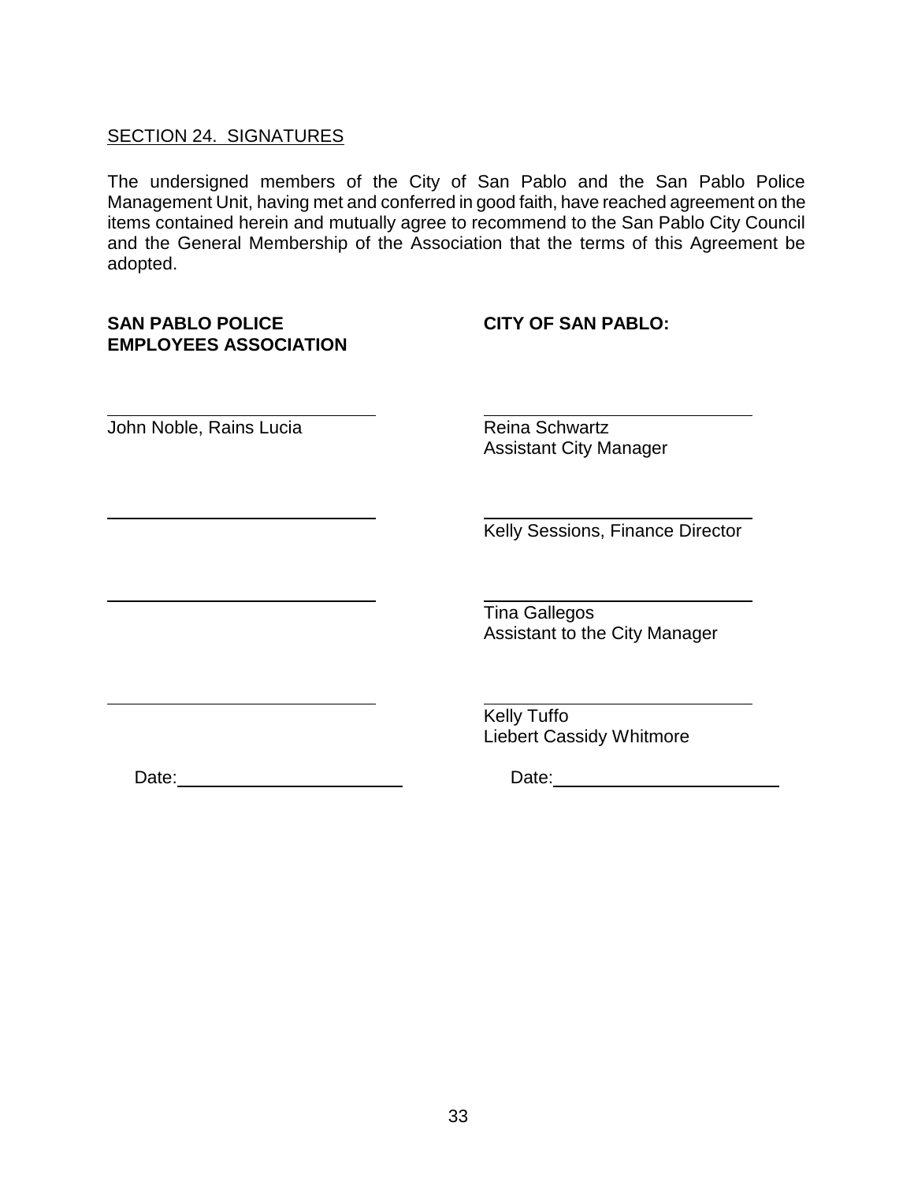SECTION 24. SIGNATURES

The undersigned members of the City of San Pablo and the San Pablo Police Management Unit, having met and conferred in good faith, have reached agreement on the items contained herein and mutually agree to recommend to the San Pablo City Council and the General Membership of the Association that the terms of this Agreement be adopted.

| **SAN PABLO POLICE EMPLOYEES ASSOCIATION** | **CITY OF SAN PABLO:** |
|---|---|
| \_\_\_\_\_\_\_\_\_\_\_\_\_\_\_\_\_\_\_\_\_\_\_\_\_\_\_\_ John Noble, Rains Lucia | \_\_\_\_\_\_\_\_\_\_\_\_\_\_\_\_\_\_\_\_\_\_\_\_\_\_\_\_ Reina Schwartz, Assistant City Manager |
| \_\_\_\_\_\_\_\_\_\_\_\_\_\_\_\_\_\_\_\_\_\_\_\_\_\_\_\_ | \_\_\_\_\_\_\_\_\_\_\_\_\_\_\_\_\_\_\_\_\_\_\_\_\_\_\_\_ Kelly Sessions, Finance Director |
| \_\_\_\_\_\_\_\_\_\_\_\_\_\_\_\_\_\_\_\_\_\_\_\_\_\_\_\_ | \_\_\_\_\_\_\_\_\_\_\_\_\_\_\_\_\_\_\_\_\_\_\_\_\_\_\_\_ Tina Gallegos, Assistant to the City Manager |
| \_\_\_\_\_\_\_\_\_\_\_\_\_\_\_\_\_\_\_\_\_\_\_\_\_\_\_\_ | \_\_\_\_\_\_\_\_\_\_\_\_\_\_\_\_\_\_\_\_\_\_\_\_\_\_\_\_ Kelly Tuffo, Liebert Cassidy Whitmore |
| Date:\_\_\_\_\_\_\_\_\_\_\_\_\_\_\_\_\_\_\_\_\_\_\_\_ | Date:\_\_\_\_\_\_\_\_\_\_\_\_\_\_\_\_\_\_\_\_\_\_\_\_ |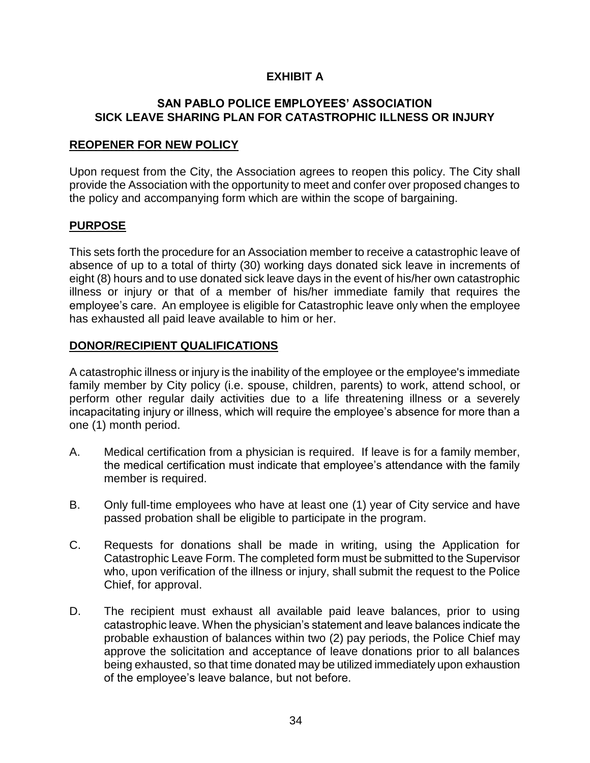# EXHIBIT A

## SAN PABLO POLICE EMPLOYEES' ASSOCIATION SICK LEAVE SHARING PLAN FOR CATASTROPHIC ILLNESS OR INJURY

### REOPENER FOR NEW POLICY

Upon request from the City, the Association agrees to reopen this policy. The City shall provide the Association with the opportunity to meet and confer over proposed changes to the policy and accompanying form which are within the scope of bargaining.

### PURPOSE

This sets forth the procedure for an Association member to receive a catastrophic leave of absence of up to a total of thirty (30) working days donated sick leave in increments of eight (8) hours and to use donated sick leave days in the event of his/her own catastrophic illness or injury or that of a member of his/her immediate family that requires the employee's care. An employee is eligible for Catastrophic leave only when the employee has exhausted all paid leave available to him or her.

### DONOR/RECIPIENT QUALIFICATIONS

A catastrophic illness or injury is the inability of the employee or the employee's immediate family member by City policy (i.e. spouse, children, parents) to work, attend school, or perform other regular daily activities due to a life threatening illness or a severely incapacitating injury or illness, which will require the employee's absence for more than a one (1) month period.

A. Medical certification from a physician is required. If leave is for a family member, the medical certification must indicate that employee's attendance with the family member is required.

B. Only full-time employees who have at least one (1) year of City service and have passed probation shall be eligible to participate in the program.

C. Requests for donations shall be made in writing, using the Application for Catastrophic Leave Form. The completed form must be submitted to the Supervisor who, upon verification of the illness or injury, shall submit the request to the Police Chief, for approval.

D. The recipient must exhaust all available paid leave balances, prior to using catastrophic leave. When the physician's statement and leave balances indicate the probable exhaustion of balances within two (2) pay periods, the Police Chief may approve the solicitation and acceptance of leave donations prior to all balances being exhausted, so that time donated may be utilized immediately upon exhaustion of the employee's leave balance, but not before.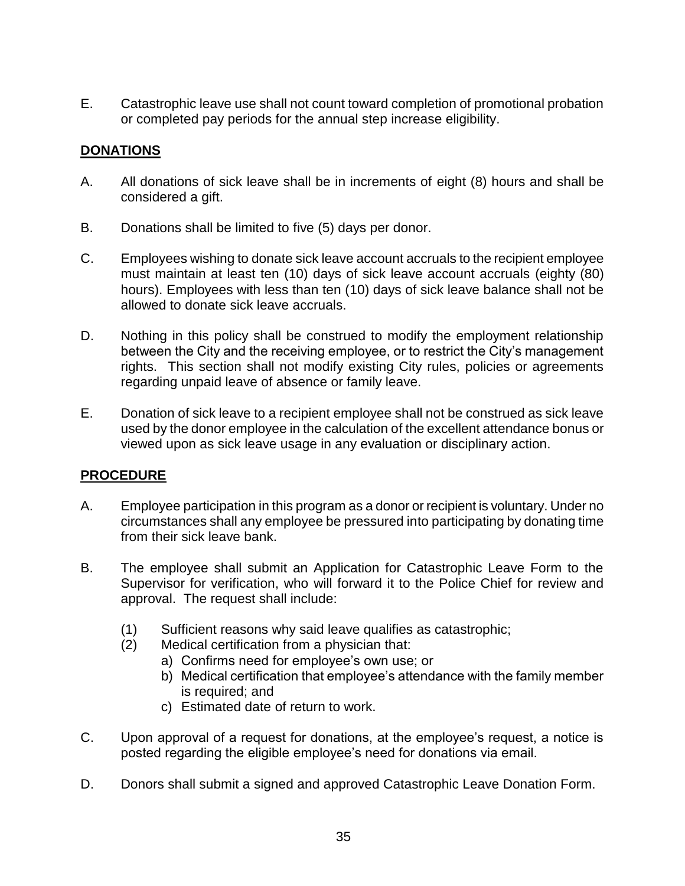E. Catastrophic leave use shall not count toward completion of promotional probation or completed pay periods for the annual step increase eligibility.

**DONATIONS**

A. All donations of sick leave shall be in increments of eight (8) hours and shall be considered a gift.

B. Donations shall be limited to five (5) days per donor.

C. Employees wishing to donate sick leave account accruals to the recipient employee must maintain at least ten (10) days of sick leave account accruals (eighty (80) hours). Employees with less than ten (10) days of sick leave balance shall not be allowed to donate sick leave accruals.

D. Nothing in this policy shall be construed to modify the employment relationship between the City and the receiving employee, or to restrict the City's management rights. This section shall not modify existing City rules, policies or agreements regarding unpaid leave of absence or family leave.

E. Donation of sick leave to a recipient employee shall not be construed as sick leave used by the donor employee in the calculation of the excellent attendance bonus or viewed upon as sick leave usage in any evaluation or disciplinary action.

**PROCEDURE**

A. Employee participation in this program as a donor or recipient is voluntary. Under no circumstances shall any employee be pressured into participating by donating time from their sick leave bank.

B. The employee shall submit an Application for Catastrophic Leave Form to the Supervisor for verification, who will forward it to the Police Chief for review and approval. The request shall include:

   (1) Sufficient reasons why said leave qualifies as catastrophic;
   (2) Medical certification from a physician that:
      a) Confirms need for employee's own use; or
      b) Medical certification that employee's attendance with the family member is required; and
      c) Estimated date of return to work.

C. Upon approval of a request for donations, at the employee's request, a notice is posted regarding the eligible employee's need for donations via email.

D. Donors shall submit a signed and approved Catastrophic Leave Donation Form.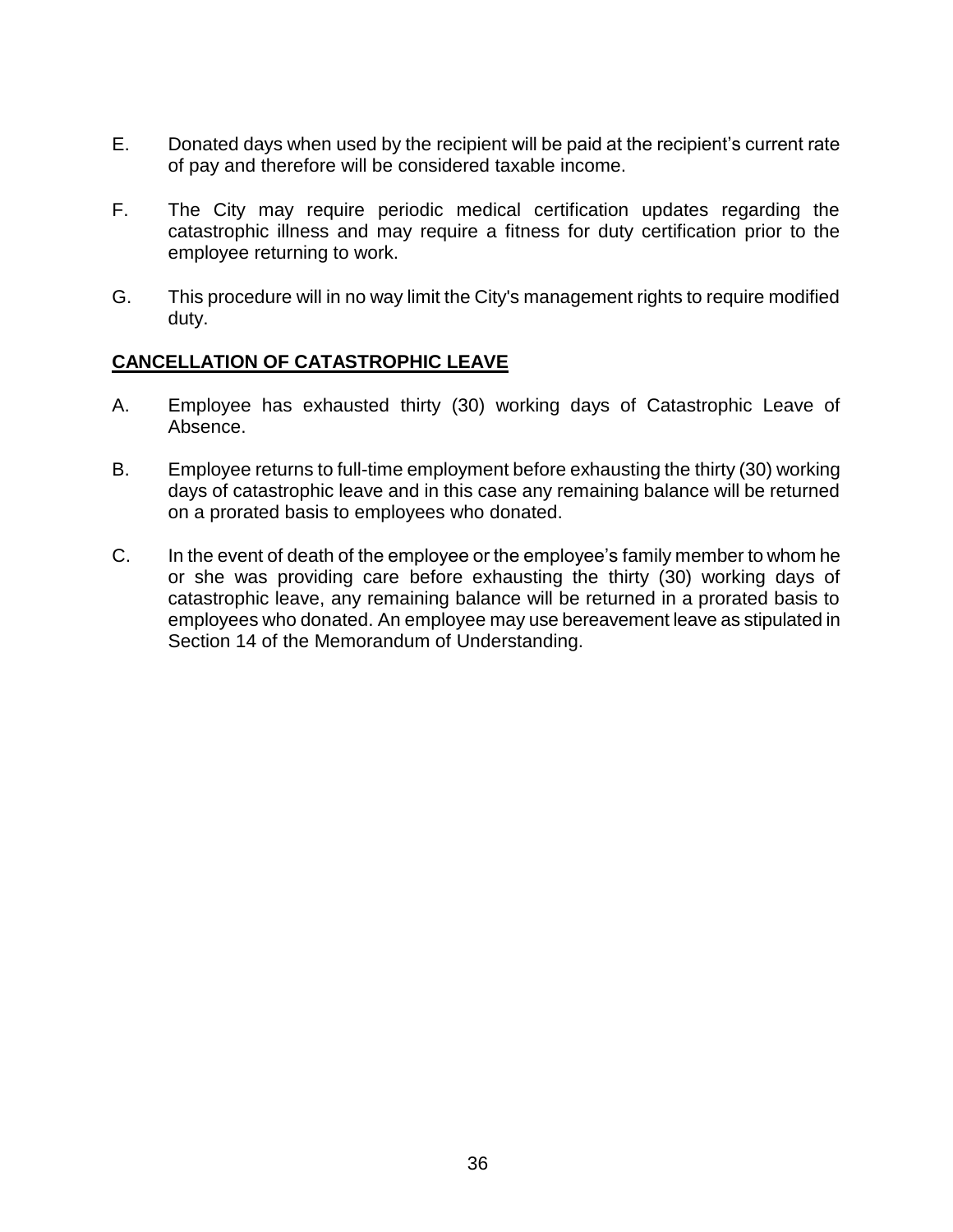E. Donated days when used by the recipient will be paid at the recipient's current rate of pay and therefore will be considered taxable income.

F. The City may require periodic medical certification updates regarding the catastrophic illness and may require a fitness for duty certification prior to the employee returning to work.

G. This procedure will in no way limit the City's management rights to require modified duty.

**<u>CANCELLATION OF CATASTROPHIC LEAVE</u>**

A. Employee has exhausted thirty (30) working days of Catastrophic Leave of Absence.

B. Employee returns to full-time employment before exhausting the thirty (30) working days of catastrophic leave and in this case any remaining balance will be returned on a prorated basis to employees who donated.

C. In the event of death of the employee or the employee's family member to whom he or she was providing care before exhausting the thirty (30) working days of catastrophic leave, any remaining balance will be returned in a prorated basis to employees who donated. An employee may use bereavement leave as stipulated in Section 14 of the Memorandum of Understanding.